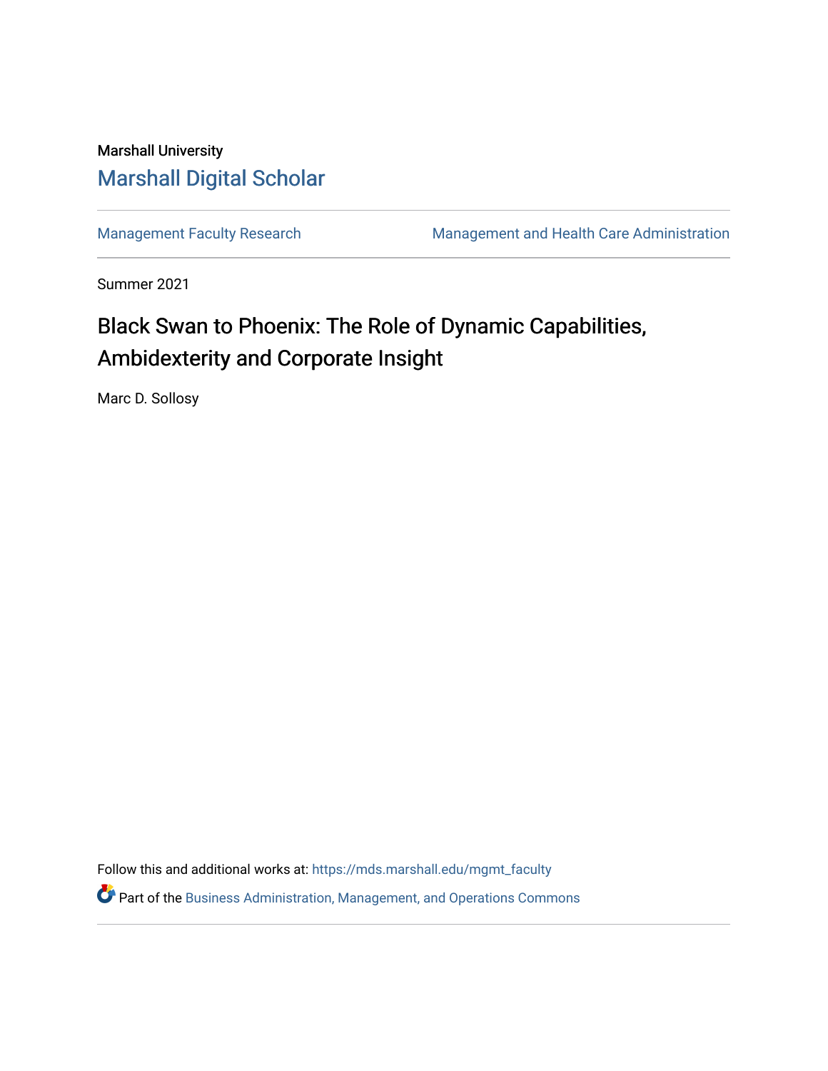Marshall University

Marshall Digital Scholar

Management Faculty Research | Management and Health Care Administration

Summer 2021

# Black Swan to Phoenix: The Role of Dynamic Capabilities, Ambidexterity and Corporate Insight

Marc D. Sollosy

Follow this and additional works at: https://mds.marshall.edu/mgmt_faculty

Part of the Business Administration, Management, and Operations Commons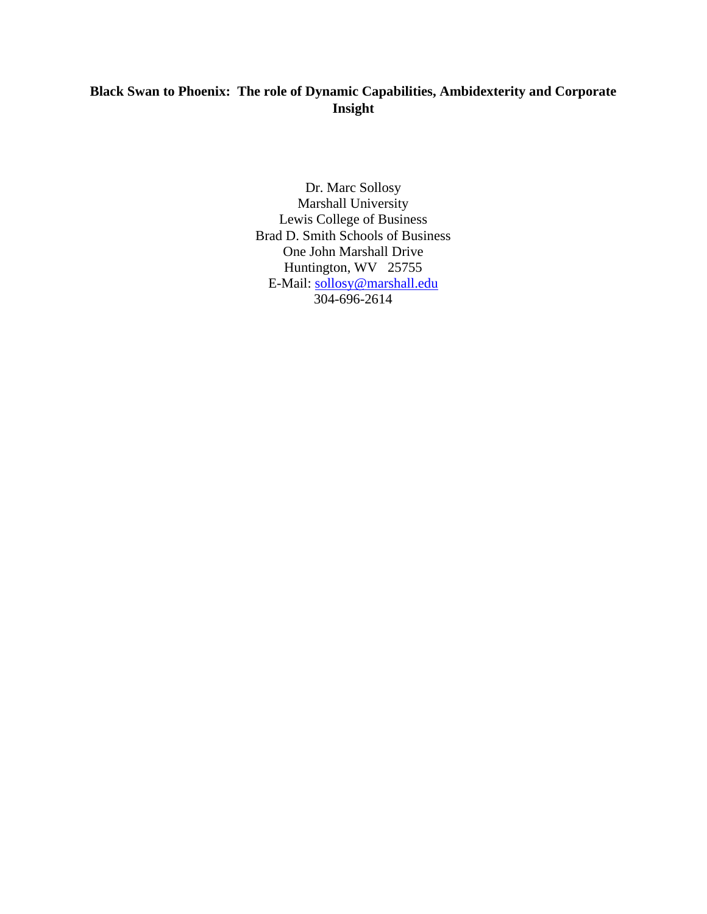**Black Swan to Phoenix: The role of Dynamic Capabilities, Ambidexterity and Corporate Insight**

Dr. Marc Sollosy
Marshall University
Lewis College of Business
Brad D. Smith Schools of Business
One John Marshall Drive
Huntington, WV 25755
E-Mail: sollosy@marshall.edu
304-696-2614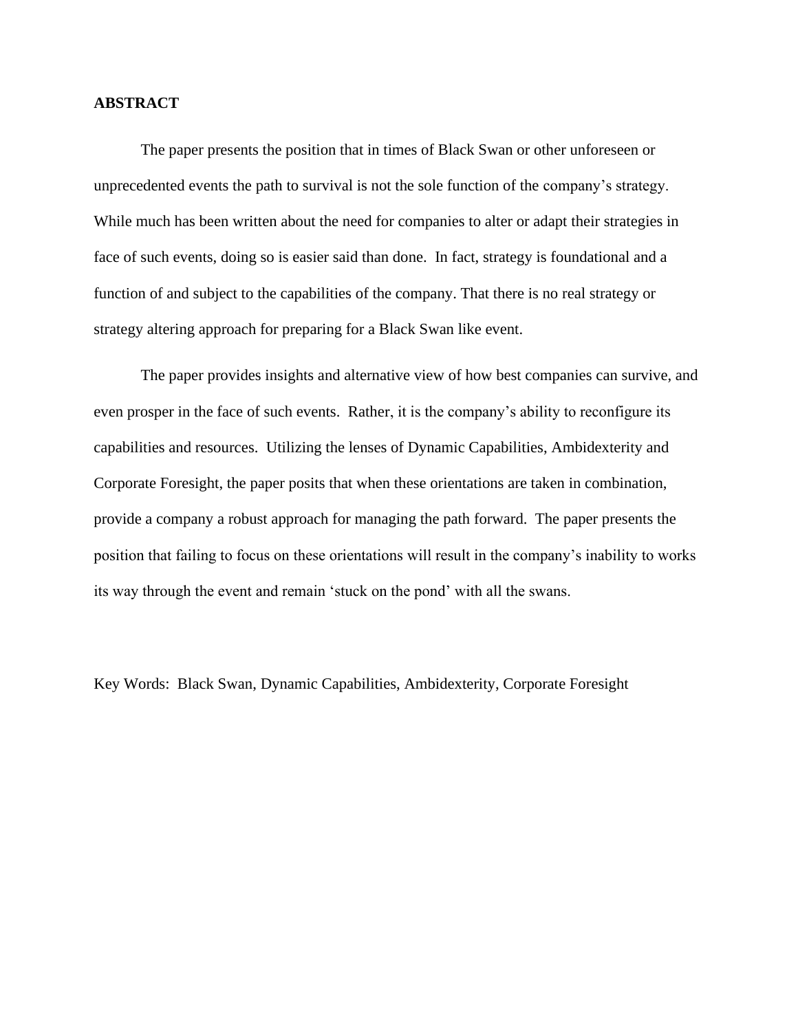**ABSTRACT**

The paper presents the position that in times of Black Swan or other unforeseen or unprecedented events the path to survival is not the sole function of the company's strategy. While much has been written about the need for companies to alter or adapt their strategies in face of such events, doing so is easier said than done. In fact, strategy is foundational and a function of and subject to the capabilities of the company. That there is no real strategy or strategy altering approach for preparing for a Black Swan like event.

The paper provides insights and alternative view of how best companies can survive, and even prosper in the face of such events. Rather, it is the company's ability to reconfigure its capabilities and resources. Utilizing the lenses of Dynamic Capabilities, Ambidexterity and Corporate Foresight, the paper posits that when these orientations are taken in combination, provide a company a robust approach for managing the path forward. The paper presents the position that failing to focus on these orientations will result in the company's inability to works its way through the event and remain 'stuck on the pond' with all the swans.

Key Words: Black Swan, Dynamic Capabilities, Ambidexterity, Corporate Foresight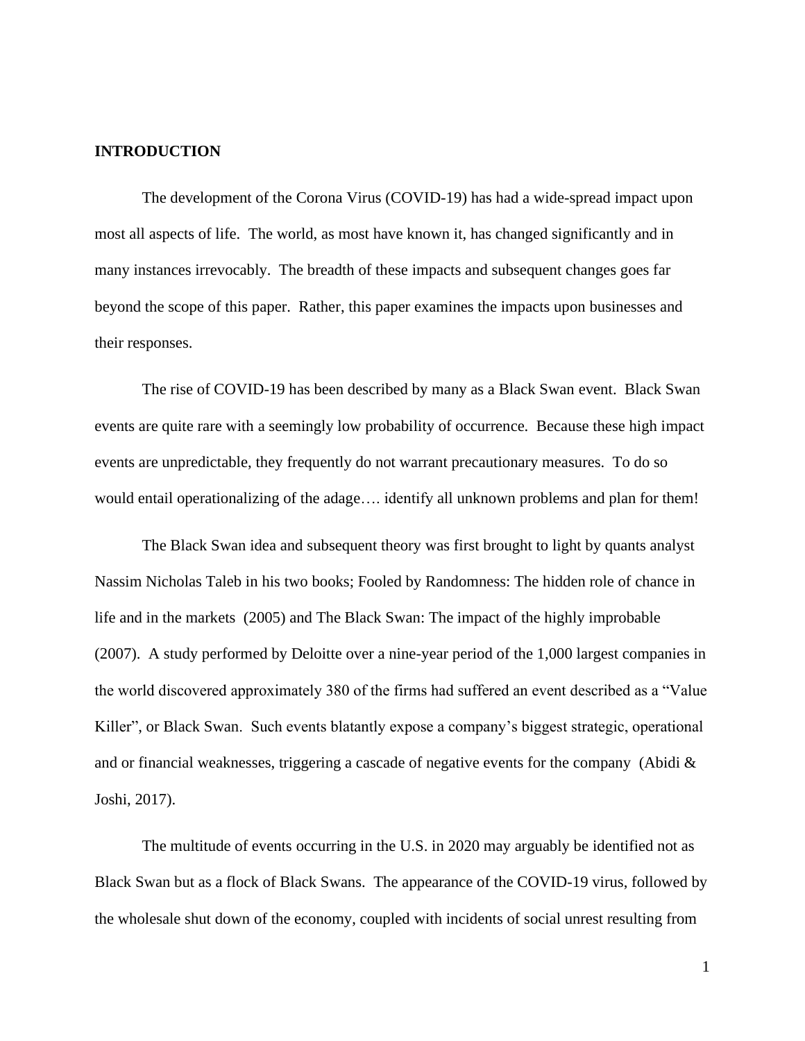**INTRODUCTION**

The development of the Corona Virus (COVID-19) has had a wide-spread impact upon most all aspects of life. The world, as most have known it, has changed significantly and in many instances irrevocably. The breadth of these impacts and subsequent changes goes far beyond the scope of this paper. Rather, this paper examines the impacts upon businesses and their responses.

The rise of COVID-19 has been described by many as a Black Swan event. Black Swan events are quite rare with a seemingly low probability of occurrence. Because these high impact events are unpredictable, they frequently do not warrant precautionary measures. To do so would entail operationalizing of the adage…. identify all unknown problems and plan for them!

The Black Swan idea and subsequent theory was first brought to light by quants analyst Nassim Nicholas Taleb in his two books; Fooled by Randomness: The hidden role of chance in life and in the markets (2005) and The Black Swan: The impact of the highly improbable (2007). A study performed by Deloitte over a nine-year period of the 1,000 largest companies in the world discovered approximately 380 of the firms had suffered an event described as a "Value Killer", or Black Swan. Such events blatantly expose a company's biggest strategic, operational and or financial weaknesses, triggering a cascade of negative events for the company (Abidi & Joshi, 2017).

The multitude of events occurring in the U.S. in 2020 may arguably be identified not as Black Swan but as a flock of Black Swans. The appearance of the COVID-19 virus, followed by the wholesale shut down of the economy, coupled with incidents of social unrest resulting from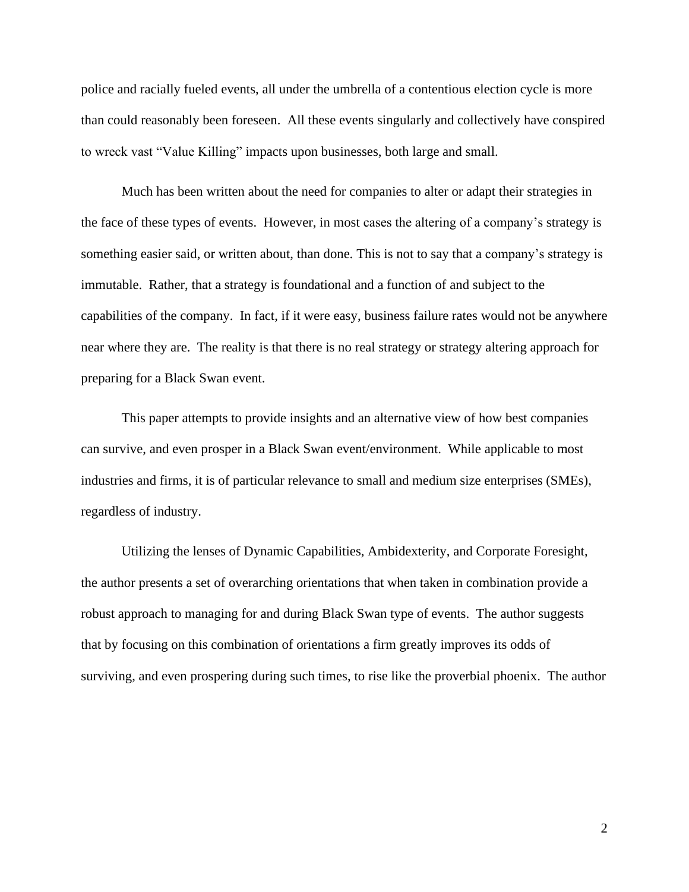police and racially fueled events, all under the umbrella of a contentious election cycle is more than could reasonably been foreseen. All these events singularly and collectively have conspired to wreck vast "Value Killing" impacts upon businesses, both large and small.

Much has been written about the need for companies to alter or adapt their strategies in the face of these types of events. However, in most cases the altering of a company's strategy is something easier said, or written about, than done. This is not to say that a company's strategy is immutable. Rather, that a strategy is foundational and a function of and subject to the capabilities of the company. In fact, if it were easy, business failure rates would not be anywhere near where they are. The reality is that there is no real strategy or strategy altering approach for preparing for a Black Swan event.

This paper attempts to provide insights and an alternative view of how best companies can survive, and even prosper in a Black Swan event/environment. While applicable to most industries and firms, it is of particular relevance to small and medium size enterprises (SMEs), regardless of industry.

Utilizing the lenses of Dynamic Capabilities, Ambidexterity, and Corporate Foresight, the author presents a set of overarching orientations that when taken in combination provide a robust approach to managing for and during Black Swan type of events. The author suggests that by focusing on this combination of orientations a firm greatly improves its odds of surviving, and even prospering during such times, to rise like the proverbial phoenix. The author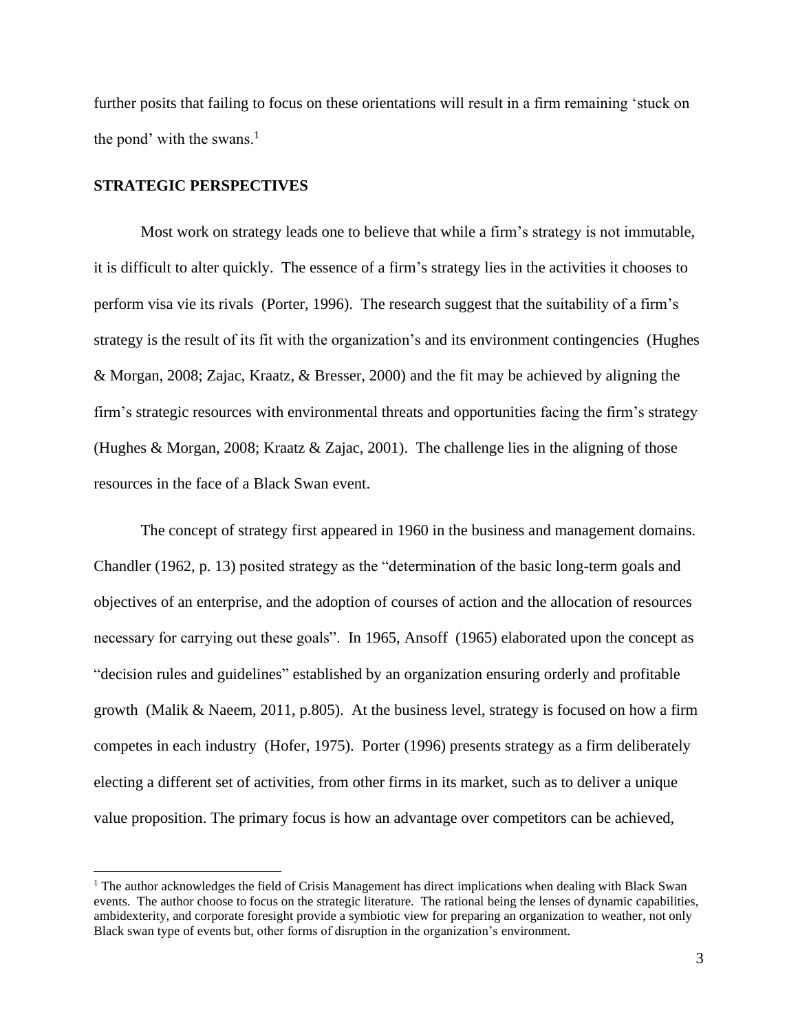further posits that failing to focus on these orientations will result in a firm remaining 'stuck on the pond' with the swans.[1]

## STRATEGIC PERSPECTIVES

Most work on strategy leads one to believe that while a firm's strategy is not immutable, it is difficult to alter quickly. The essence of a firm's strategy lies in the activities it chooses to perform visa vie its rivals (Porter, 1996). The research suggest that the suitability of a firm's strategy is the result of its fit with the organization's and its environment contingencies (Hughes & Morgan, 2008; Zajac, Kraatz, & Bresser, 2000) and the fit may be achieved by aligning the firm's strategic resources with environmental threats and opportunities facing the firm's strategy (Hughes & Morgan, 2008; Kraatz & Zajac, 2001). The challenge lies in the aligning of those resources in the face of a Black Swan event.

The concept of strategy first appeared in 1960 in the business and management domains. Chandler (1962, p. 13) posited strategy as the "determination of the basic long-term goals and objectives of an enterprise, and the adoption of courses of action and the allocation of resources necessary for carrying out these goals". In 1965, Ansoff (1965) elaborated upon the concept as "decision rules and guidelines" established by an organization ensuring orderly and profitable growth (Malik & Naeem, 2011, p.805). At the business level, strategy is focused on how a firm competes in each industry (Hofer, 1975). Porter (1996) presents strategy as a firm deliberately electing a different set of activities, from other firms in its market, such as to deliver a unique value proposition. The primary focus is how an advantage over competitors can be achieved,

[1] The author acknowledges the field of Crisis Management has direct implications when dealing with Black Swan events. The author choose to focus on the strategic literature. The rational being the lenses of dynamic capabilities, ambidexterity, and corporate foresight provide a symbiotic view for preparing an organization to weather, not only Black swan type of events but, other forms of disruption in the organization's environment.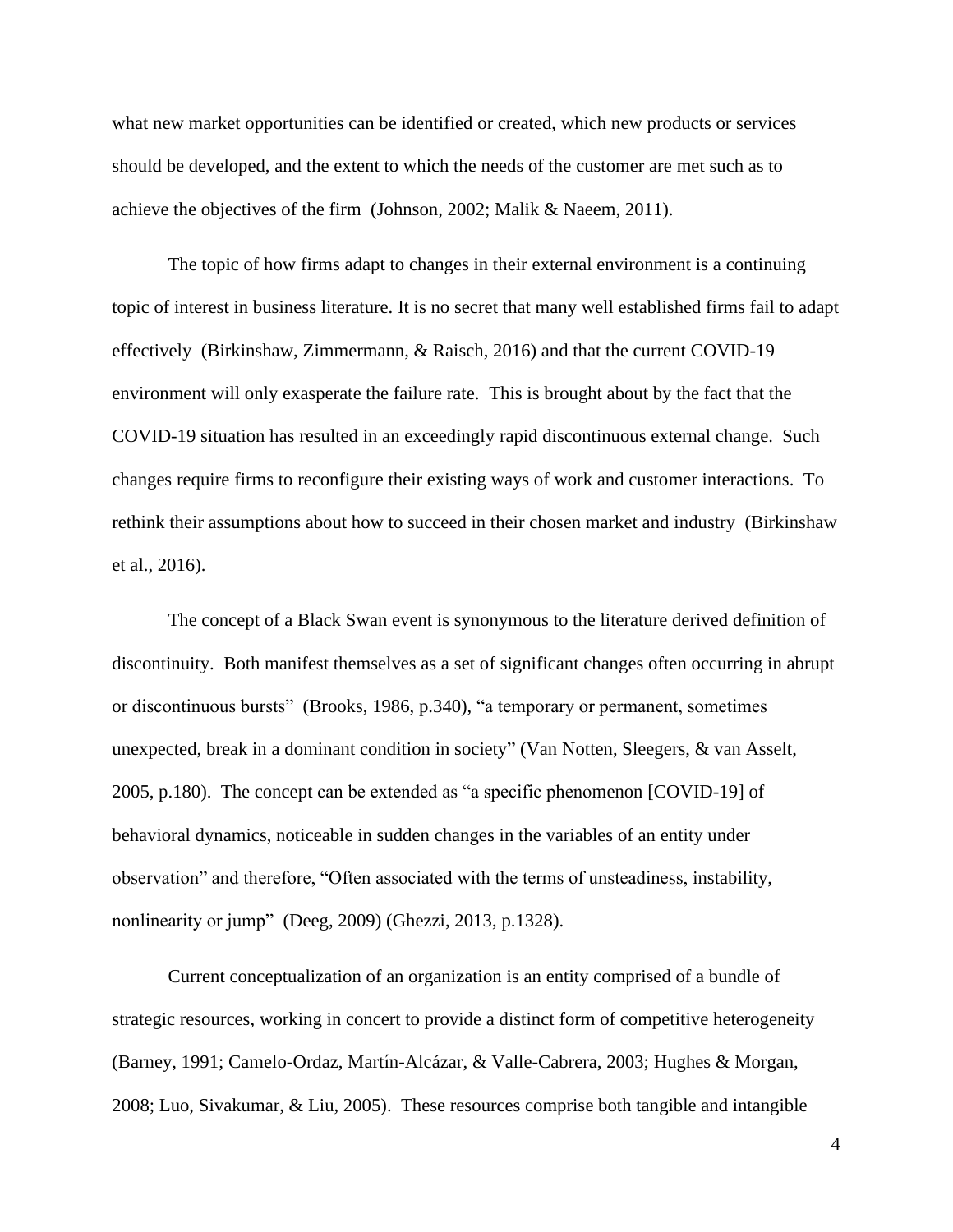what new market opportunities can be identified or created, which new products or services should be developed, and the extent to which the needs of the customer are met such as to achieve the objectives of the firm (Johnson, 2002; Malik & Naeem, 2011).

The topic of how firms adapt to changes in their external environment is a continuing topic of interest in business literature. It is no secret that many well established firms fail to adapt effectively (Birkinshaw, Zimmermann, & Raisch, 2016) and that the current COVID-19 environment will only exasperate the failure rate. This is brought about by the fact that the COVID-19 situation has resulted in an exceedingly rapid discontinuous external change. Such changes require firms to reconfigure their existing ways of work and customer interactions. To rethink their assumptions about how to succeed in their chosen market and industry (Birkinshaw et al., 2016).

The concept of a Black Swan event is synonymous to the literature derived definition of discontinuity. Both manifest themselves as a set of significant changes often occurring in abrupt or discontinuous bursts" (Brooks, 1986, p.340), "a temporary or permanent, sometimes unexpected, break in a dominant condition in society" (Van Notten, Sleegers, & van Asselt, 2005, p.180). The concept can be extended as "a specific phenomenon [COVID-19] of behavioral dynamics, noticeable in sudden changes in the variables of an entity under observation" and therefore, "Often associated with the terms of unsteadiness, instability, nonlinearity or jump" (Deeg, 2009) (Ghezzi, 2013, p.1328).

Current conceptualization of an organization is an entity comprised of a bundle of strategic resources, working in concert to provide a distinct form of competitive heterogeneity (Barney, 1991; Camelo-Ordaz, Martín-Alcázar, & Valle-Cabrera, 2003; Hughes & Morgan, 2008; Luo, Sivakumar, & Liu, 2005). These resources comprise both tangible and intangible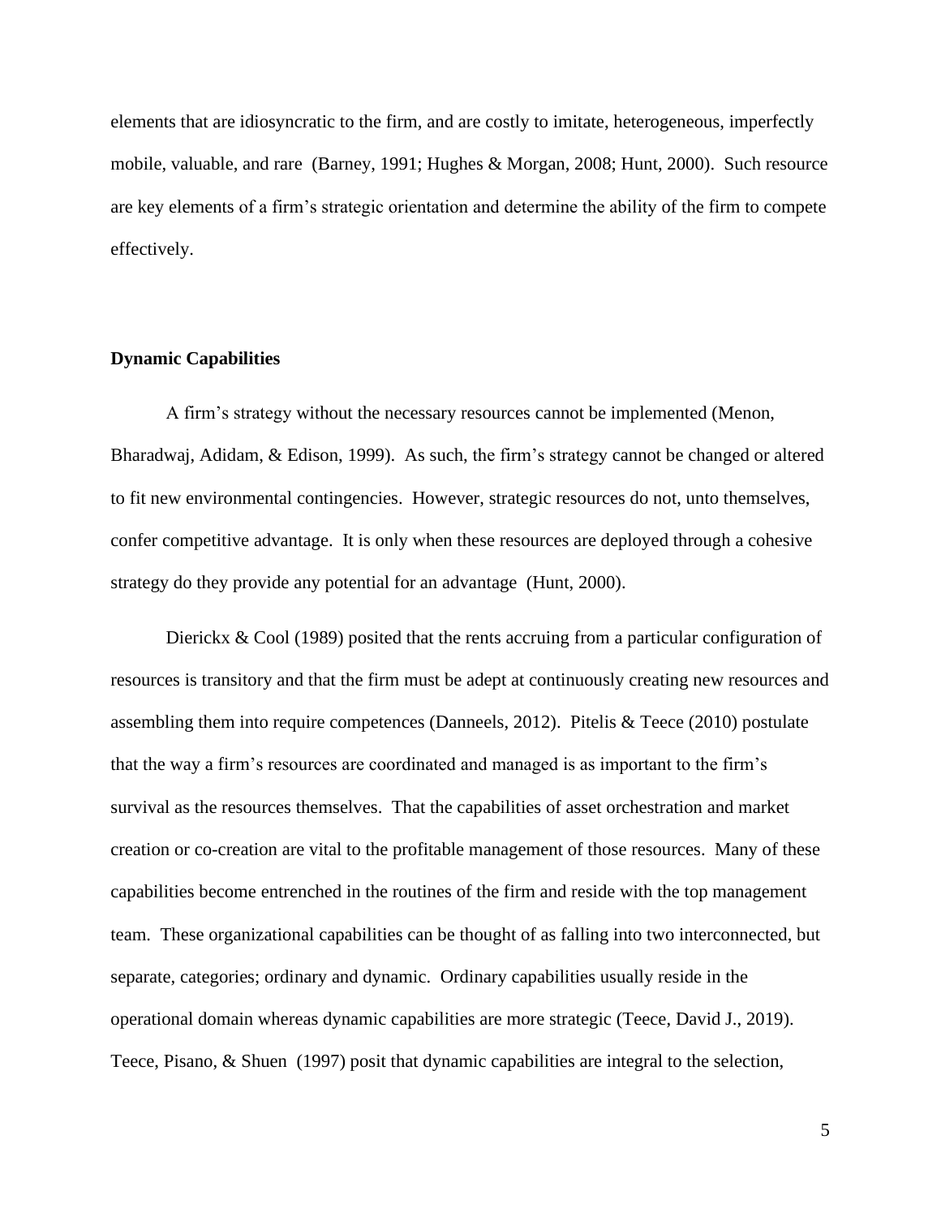elements that are idiosyncratic to the firm, and are costly to imitate, heterogeneous, imperfectly mobile, valuable, and rare (Barney, 1991; Hughes & Morgan, 2008; Hunt, 2000). Such resource are key elements of a firm's strategic orientation and determine the ability of the firm to compete effectively.

**Dynamic Capabilities**

A firm's strategy without the necessary resources cannot be implemented (Menon, Bharadwaj, Adidam, & Edison, 1999). As such, the firm's strategy cannot be changed or altered to fit new environmental contingencies. However, strategic resources do not, unto themselves, confer competitive advantage. It is only when these resources are deployed through a cohesive strategy do they provide any potential for an advantage (Hunt, 2000).

Dierickx & Cool (1989) posited that the rents accruing from a particular configuration of resources is transitory and that the firm must be adept at continuously creating new resources and assembling them into require competences (Danneels, 2012). Pitelis & Teece (2010) postulate that the way a firm's resources are coordinated and managed is as important to the firm's survival as the resources themselves. That the capabilities of asset orchestration and market creation or co-creation are vital to the profitable management of those resources. Many of these capabilities become entrenched in the routines of the firm and reside with the top management team. These organizational capabilities can be thought of as falling into two interconnected, but separate, categories; ordinary and dynamic. Ordinary capabilities usually reside in the operational domain whereas dynamic capabilities are more strategic (Teece, David J., 2019). Teece, Pisano, & Shuen (1997) posit that dynamic capabilities are integral to the selection,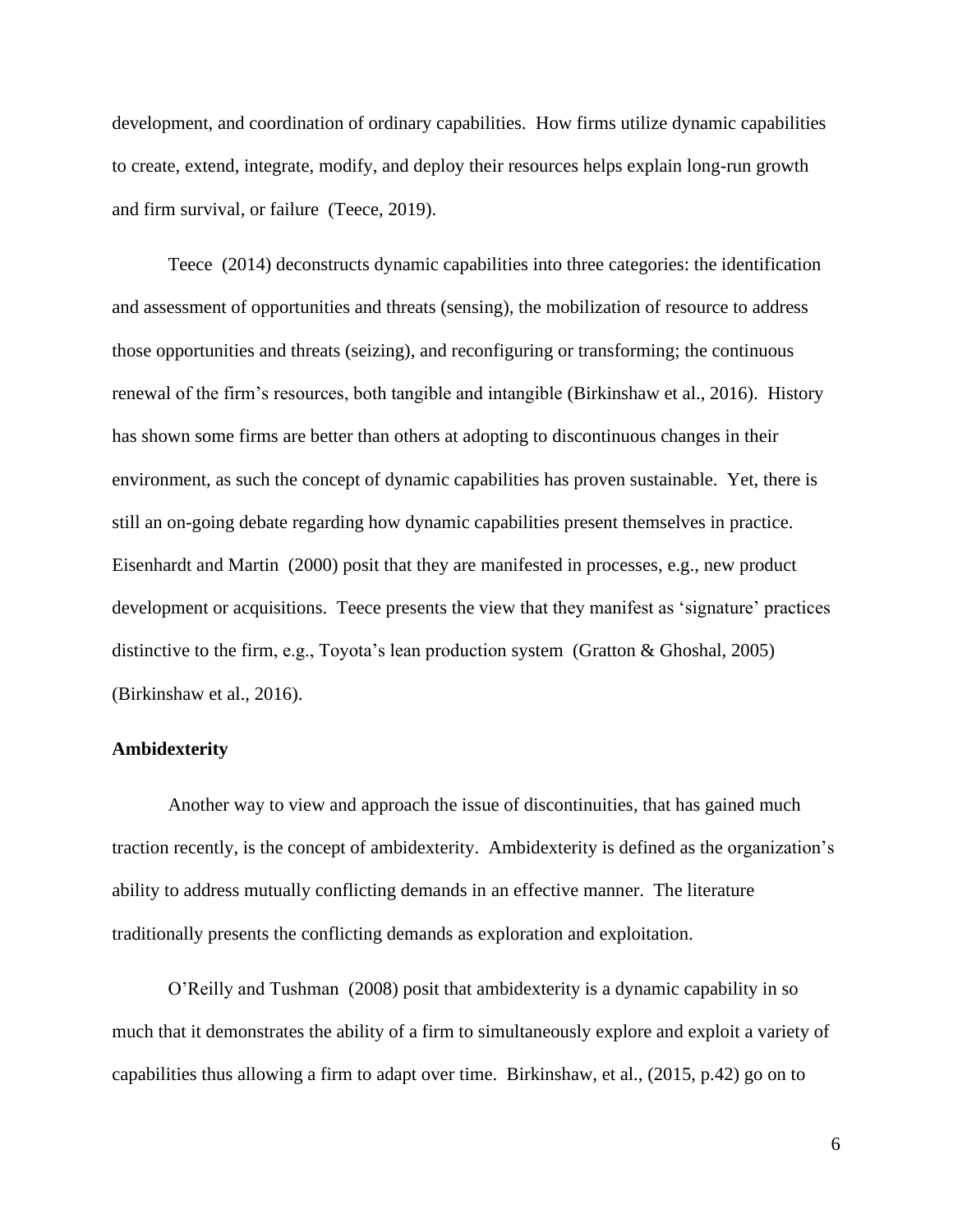development, and coordination of ordinary capabilities. How firms utilize dynamic capabilities to create, extend, integrate, modify, and deploy their resources helps explain long-run growth and firm survival, or failure (Teece, 2019).

Teece (2014) deconstructs dynamic capabilities into three categories: the identification and assessment of opportunities and threats (sensing), the mobilization of resource to address those opportunities and threats (seizing), and reconfiguring or transforming; the continuous renewal of the firm's resources, both tangible and intangible (Birkinshaw et al., 2016). History has shown some firms are better than others at adopting to discontinuous changes in their environment, as such the concept of dynamic capabilities has proven sustainable. Yet, there is still an on-going debate regarding how dynamic capabilities present themselves in practice. Eisenhardt and Martin (2000) posit that they are manifested in processes, e.g., new product development or acquisitions. Teece presents the view that they manifest as 'signature' practices distinctive to the firm, e.g., Toyota's lean production system (Gratton & Ghoshal, 2005) (Birkinshaw et al., 2016).

**Ambidexterity**

Another way to view and approach the issue of discontinuities, that has gained much traction recently, is the concept of ambidexterity. Ambidexterity is defined as the organization's ability to address mutually conflicting demands in an effective manner. The literature traditionally presents the conflicting demands as exploration and exploitation.

O'Reilly and Tushman (2008) posit that ambidexterity is a dynamic capability in so much that it demonstrates the ability of a firm to simultaneously explore and exploit a variety of capabilities thus allowing a firm to adapt over time. Birkinshaw, et al., (2015, p.42) go on to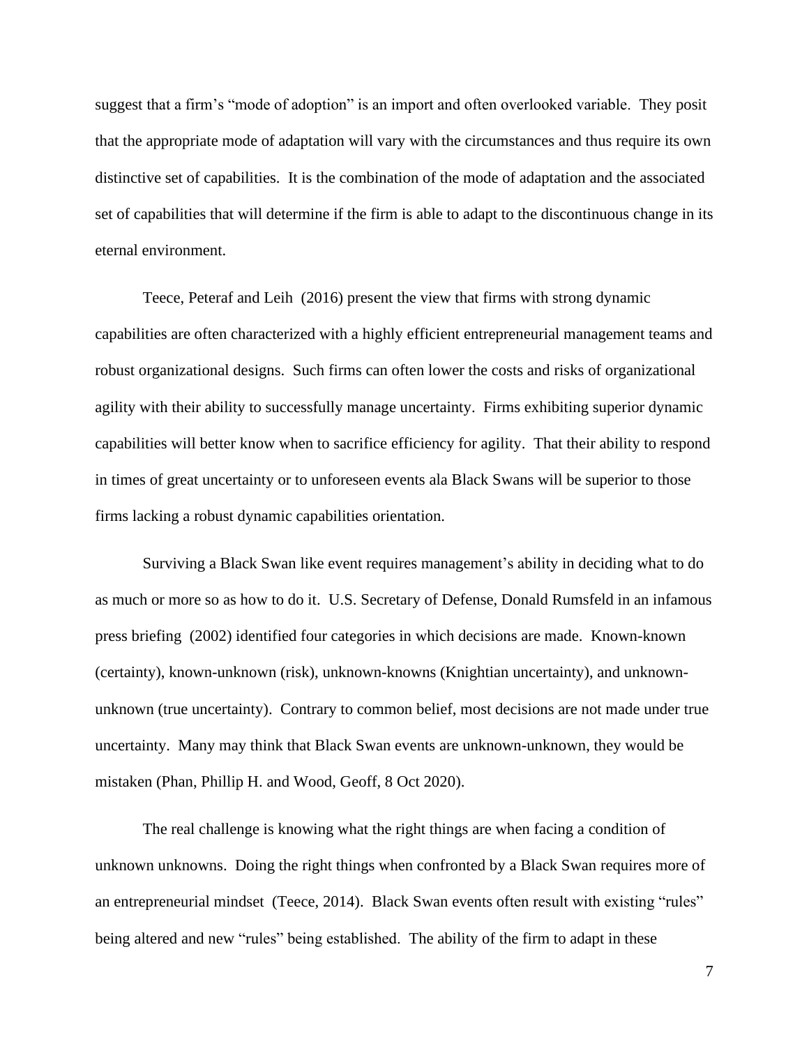suggest that a firm's "mode of adoption" is an import and often overlooked variable. They posit that the appropriate mode of adaptation will vary with the circumstances and thus require its own distinctive set of capabilities. It is the combination of the mode of adaptation and the associated set of capabilities that will determine if the firm is able to adapt to the discontinuous change in its eternal environment.

Teece, Peteraf and Leih (2016) present the view that firms with strong dynamic capabilities are often characterized with a highly efficient entrepreneurial management teams and robust organizational designs. Such firms can often lower the costs and risks of organizational agility with their ability to successfully manage uncertainty. Firms exhibiting superior dynamic capabilities will better know when to sacrifice efficiency for agility. That their ability to respond in times of great uncertainty or to unforeseen events ala Black Swans will be superior to those firms lacking a robust dynamic capabilities orientation.

Surviving a Black Swan like event requires management's ability in deciding what to do as much or more so as how to do it. U.S. Secretary of Defense, Donald Rumsfeld in an infamous press briefing (2002) identified four categories in which decisions are made. Known-known (certainty), known-unknown (risk), unknown-knowns (Knightian uncertainty), and unknown-unknown (true uncertainty). Contrary to common belief, most decisions are not made under true uncertainty. Many may think that Black Swan events are unknown-unknown, they would be mistaken (Phan, Phillip H. and Wood, Geoff, 8 Oct 2020).

The real challenge is knowing what the right things are when facing a condition of unknown unknowns. Doing the right things when confronted by a Black Swan requires more of an entrepreneurial mindset (Teece, 2014). Black Swan events often result with existing "rules" being altered and new "rules" being established. The ability of the firm to adapt in these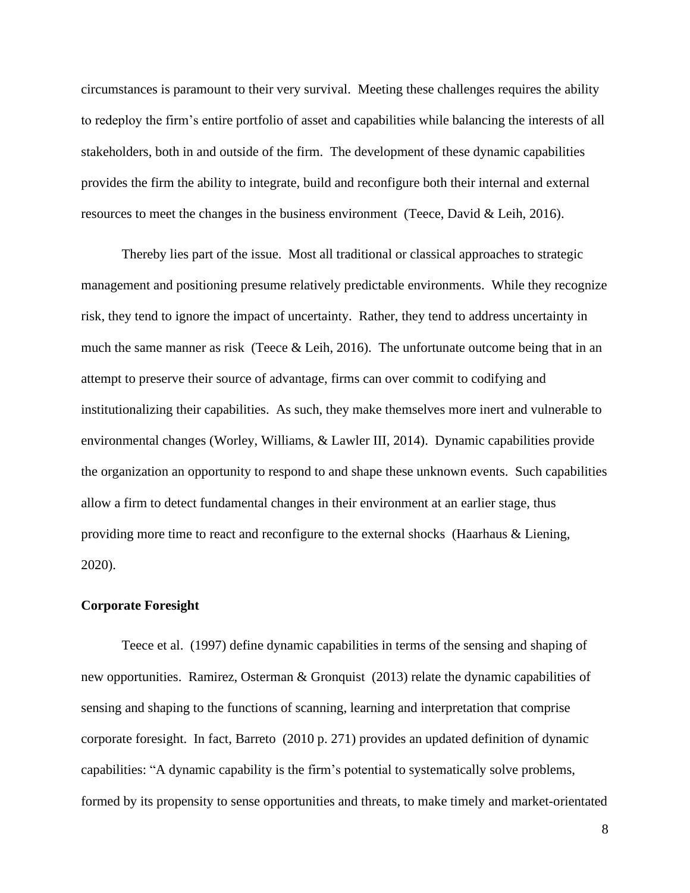circumstances is paramount to their very survival. Meeting these challenges requires the ability to redeploy the firm's entire portfolio of asset and capabilities while balancing the interests of all stakeholders, both in and outside of the firm. The development of these dynamic capabilities provides the firm the ability to integrate, build and reconfigure both their internal and external resources to meet the changes in the business environment (Teece, David & Leih, 2016).

Thereby lies part of the issue. Most all traditional or classical approaches to strategic management and positioning presume relatively predictable environments. While they recognize risk, they tend to ignore the impact of uncertainty. Rather, they tend to address uncertainty in much the same manner as risk (Teece & Leih, 2016). The unfortunate outcome being that in an attempt to preserve their source of advantage, firms can over commit to codifying and institutionalizing their capabilities. As such, they make themselves more inert and vulnerable to environmental changes (Worley, Williams, & Lawler III, 2014). Dynamic capabilities provide the organization an opportunity to respond to and shape these unknown events. Such capabilities allow a firm to detect fundamental changes in their environment at an earlier stage, thus providing more time to react and reconfigure to the external shocks (Haarhaus & Liening, 2020).

**Corporate Foresight**

Teece et al. (1997) define dynamic capabilities in terms of the sensing and shaping of new opportunities. Ramirez, Osterman & Gronquist (2013) relate the dynamic capabilities of sensing and shaping to the functions of scanning, learning and interpretation that comprise corporate foresight. In fact, Barreto (2010 p. 271) provides an updated definition of dynamic capabilities: "A dynamic capability is the firm's potential to systematically solve problems, formed by its propensity to sense opportunities and threats, to make timely and market-orientated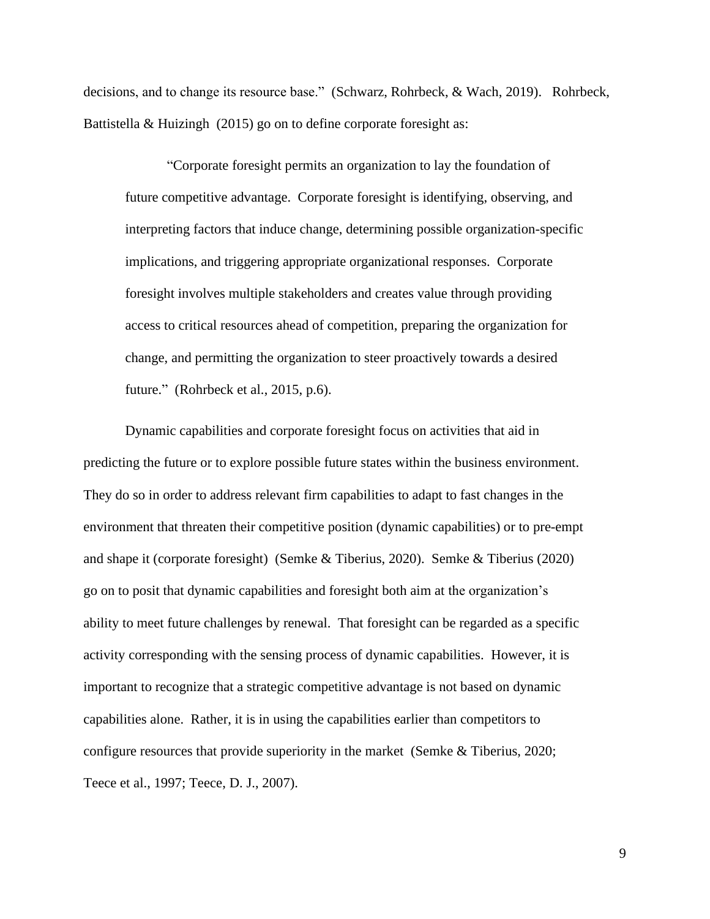decisions, and to change its resource base." (Schwarz, Rohrbeck, & Wach, 2019). Rohrbeck, Battistella & Huizingh (2015) go on to define corporate foresight as:

> "Corporate foresight permits an organization to lay the foundation of future competitive advantage. Corporate foresight is identifying, observing, and interpreting factors that induce change, determining possible organization-specific implications, and triggering appropriate organizational responses. Corporate foresight involves multiple stakeholders and creates value through providing access to critical resources ahead of competition, preparing the organization for change, and permitting the organization to steer proactively towards a desired future." (Rohrbeck et al., 2015, p.6).

Dynamic capabilities and corporate foresight focus on activities that aid in predicting the future or to explore possible future states within the business environment. They do so in order to address relevant firm capabilities to adapt to fast changes in the environment that threaten their competitive position (dynamic capabilities) or to pre-empt and shape it (corporate foresight) (Semke & Tiberius, 2020). Semke & Tiberius (2020) go on to posit that dynamic capabilities and foresight both aim at the organization's ability to meet future challenges by renewal. That foresight can be regarded as a specific activity corresponding with the sensing process of dynamic capabilities. However, it is important to recognize that a strategic competitive advantage is not based on dynamic capabilities alone. Rather, it is in using the capabilities earlier than competitors to configure resources that provide superiority in the market (Semke & Tiberius, 2020; Teece et al., 1997; Teece, D. J., 2007).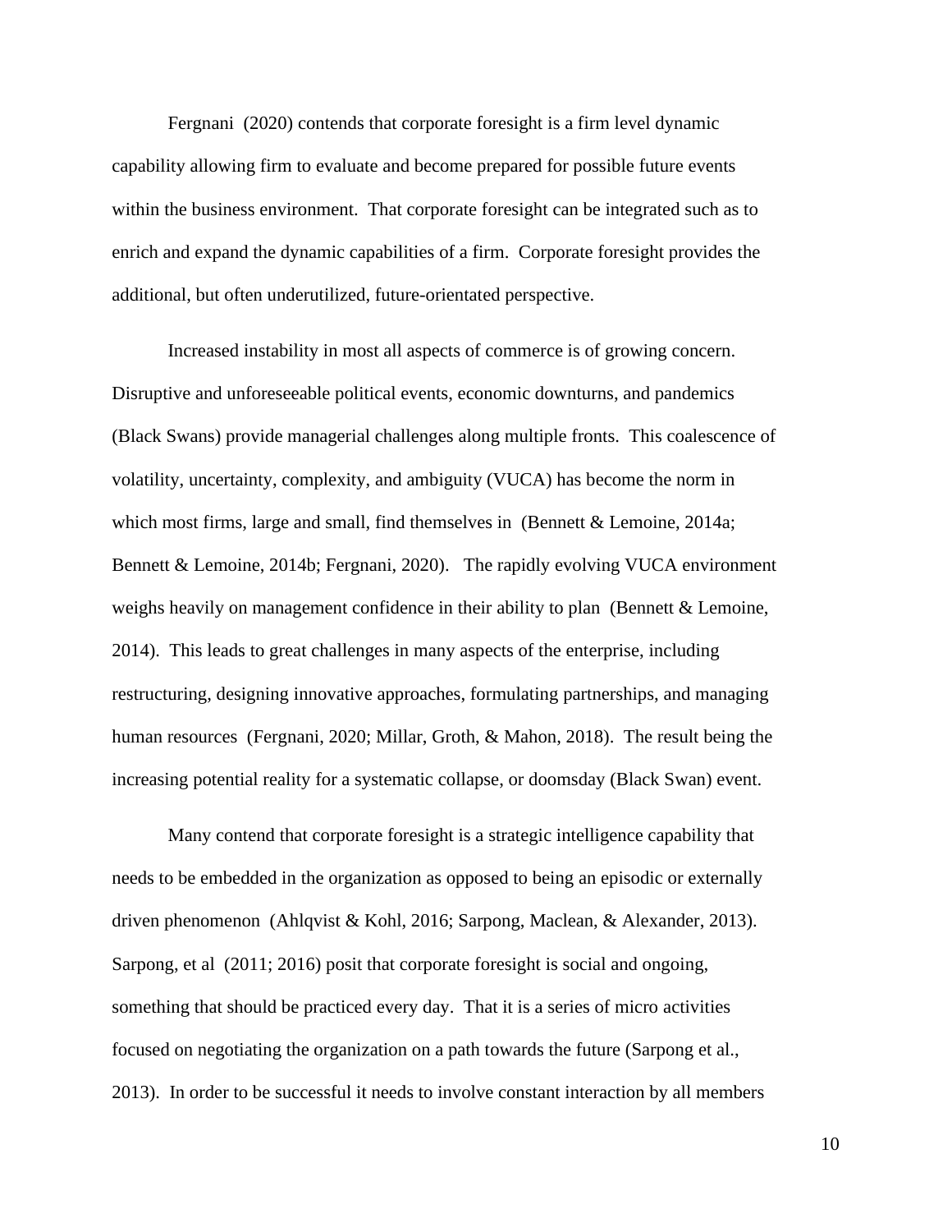Fergnani (2020) contends that corporate foresight is a firm level dynamic capability allowing firm to evaluate and become prepared for possible future events within the business environment. That corporate foresight can be integrated such as to enrich and expand the dynamic capabilities of a firm. Corporate foresight provides the additional, but often underutilized, future-orientated perspective.

Increased instability in most all aspects of commerce is of growing concern. Disruptive and unforeseeable political events, economic downturns, and pandemics (Black Swans) provide managerial challenges along multiple fronts. This coalescence of volatility, uncertainty, complexity, and ambiguity (VUCA) has become the norm in which most firms, large and small, find themselves in (Bennett & Lemoine, 2014a; Bennett & Lemoine, 2014b; Fergnani, 2020). The rapidly evolving VUCA environment weighs heavily on management confidence in their ability to plan (Bennett & Lemoine, 2014). This leads to great challenges in many aspects of the enterprise, including restructuring, designing innovative approaches, formulating partnerships, and managing human resources (Fergnani, 2020; Millar, Groth, & Mahon, 2018). The result being the increasing potential reality for a systematic collapse, or doomsday (Black Swan) event.

Many contend that corporate foresight is a strategic intelligence capability that needs to be embedded in the organization as opposed to being an episodic or externally driven phenomenon (Ahlqvist & Kohl, 2016; Sarpong, Maclean, & Alexander, 2013). Sarpong, et al (2011; 2016) posit that corporate foresight is social and ongoing, something that should be practiced every day. That it is a series of micro activities focused on negotiating the organization on a path towards the future (Sarpong et al., 2013). In order to be successful it needs to involve constant interaction by all members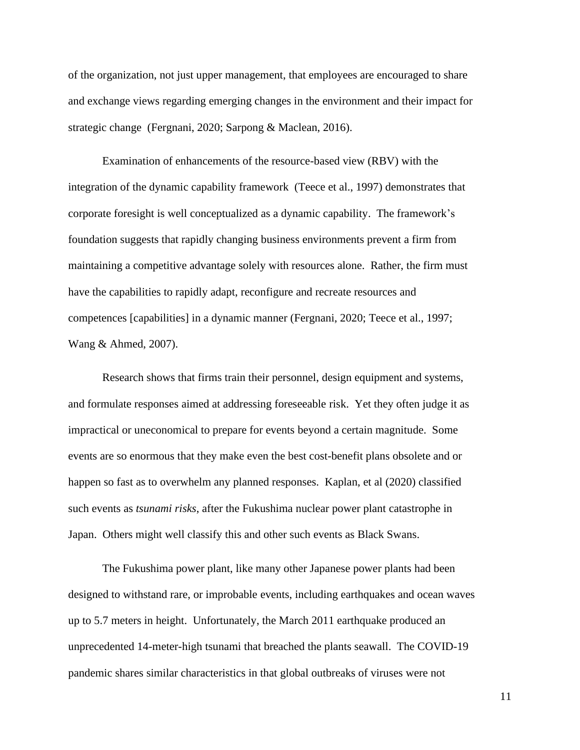of the organization, not just upper management, that employees are encouraged to share and exchange views regarding emerging changes in the environment and their impact for strategic change (Fergnani, 2020; Sarpong & Maclean, 2016).

Examination of enhancements of the resource-based view (RBV) with the integration of the dynamic capability framework (Teece et al., 1997) demonstrates that corporate foresight is well conceptualized as a dynamic capability. The framework's foundation suggests that rapidly changing business environments prevent a firm from maintaining a competitive advantage solely with resources alone. Rather, the firm must have the capabilities to rapidly adapt, reconfigure and recreate resources and competences [capabilities] in a dynamic manner (Fergnani, 2020; Teece et al., 1997; Wang & Ahmed, 2007).

Research shows that firms train their personnel, design equipment and systems, and formulate responses aimed at addressing foreseeable risk. Yet they often judge it as impractical or uneconomical to prepare for events beyond a certain magnitude. Some events are so enormous that they make even the best cost-benefit plans obsolete and or happen so fast as to overwhelm any planned responses. Kaplan, et al (2020) classified such events as *tsunami risks*, after the Fukushima nuclear power plant catastrophe in Japan. Others might well classify this and other such events as Black Swans.

The Fukushima power plant, like many other Japanese power plants had been designed to withstand rare, or improbable events, including earthquakes and ocean waves up to 5.7 meters in height. Unfortunately, the March 2011 earthquake produced an unprecedented 14-meter-high tsunami that breached the plants seawall. The COVID-19 pandemic shares similar characteristics in that global outbreaks of viruses were not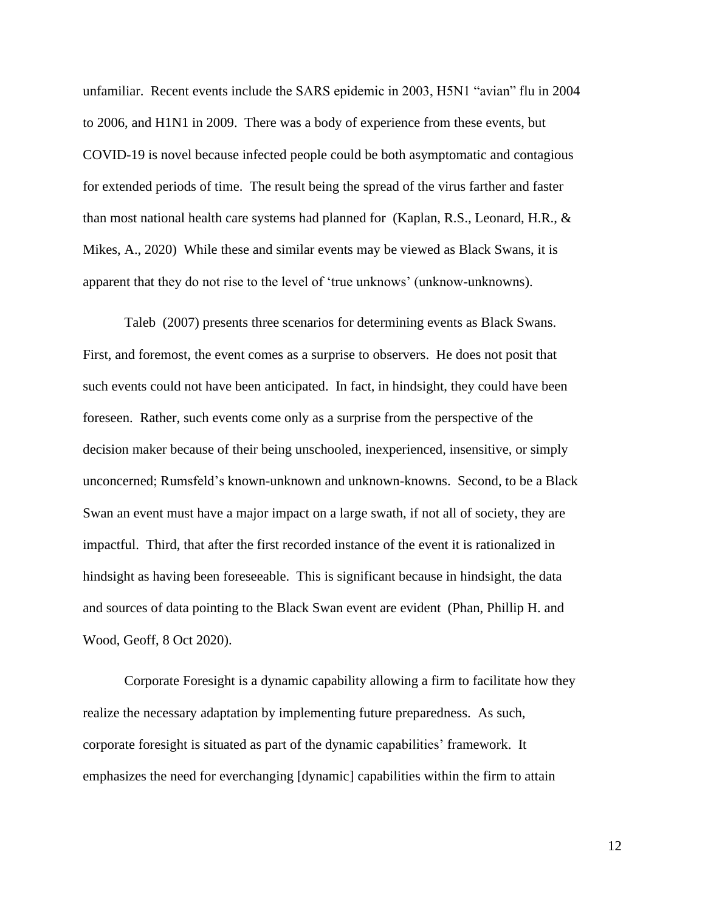unfamiliar. Recent events include the SARS epidemic in 2003, H5N1 "avian" flu in 2004 to 2006, and H1N1 in 2009. There was a body of experience from these events, but COVID-19 is novel because infected people could be both asymptomatic and contagious for extended periods of time. The result being the spread of the virus farther and faster than most national health care systems had planned for (Kaplan, R.S., Leonard, H.R., & Mikes, A., 2020) While these and similar events may be viewed as Black Swans, it is apparent that they do not rise to the level of 'true unknows' (unknow-unknowns).

Taleb (2007) presents three scenarios for determining events as Black Swans. First, and foremost, the event comes as a surprise to observers. He does not posit that such events could not have been anticipated. In fact, in hindsight, they could have been foreseen. Rather, such events come only as a surprise from the perspective of the decision maker because of their being unschooled, inexperienced, insensitive, or simply unconcerned; Rumsfeld's known-unknown and unknown-knowns. Second, to be a Black Swan an event must have a major impact on a large swath, if not all of society, they are impactful. Third, that after the first recorded instance of the event it is rationalized in hindsight as having been foreseeable. This is significant because in hindsight, the data and sources of data pointing to the Black Swan event are evident (Phan, Phillip H. and Wood, Geoff, 8 Oct 2020).

Corporate Foresight is a dynamic capability allowing a firm to facilitate how they realize the necessary adaptation by implementing future preparedness. As such, corporate foresight is situated as part of the dynamic capabilities' framework. It emphasizes the need for everchanging [dynamic] capabilities within the firm to attain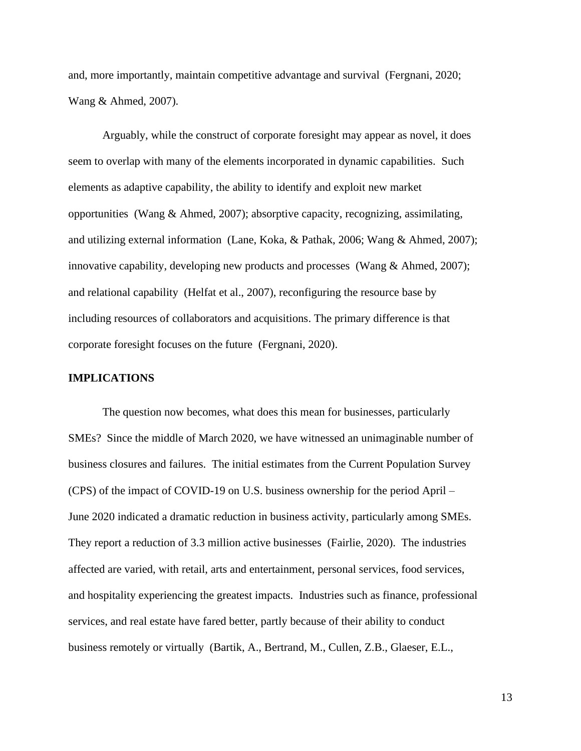and, more importantly, maintain competitive advantage and survival (Fergnani, 2020; Wang & Ahmed, 2007).

Arguably, while the construct of corporate foresight may appear as novel, it does seem to overlap with many of the elements incorporated in dynamic capabilities. Such elements as adaptive capability, the ability to identify and exploit new market opportunities (Wang & Ahmed, 2007); absorptive capacity, recognizing, assimilating, and utilizing external information (Lane, Koka, & Pathak, 2006; Wang & Ahmed, 2007); innovative capability, developing new products and processes (Wang & Ahmed, 2007); and relational capability (Helfat et al., 2007), reconfiguring the resource base by including resources of collaborators and acquisitions. The primary difference is that corporate foresight focuses on the future (Fergnani, 2020).

## IMPLICATIONS

The question now becomes, what does this mean for businesses, particularly SMEs? Since the middle of March 2020, we have witnessed an unimaginable number of business closures and failures. The initial estimates from the Current Population Survey (CPS) of the impact of COVID-19 on U.S. business ownership for the period April – June 2020 indicated a dramatic reduction in business activity, particularly among SMEs. They report a reduction of 3.3 million active businesses (Fairlie, 2020). The industries affected are varied, with retail, arts and entertainment, personal services, food services, and hospitality experiencing the greatest impacts. Industries such as finance, professional services, and real estate have fared better, partly because of their ability to conduct business remotely or virtually (Bartik, A., Bertrand, M., Cullen, Z.B., Glaeser, E.L.,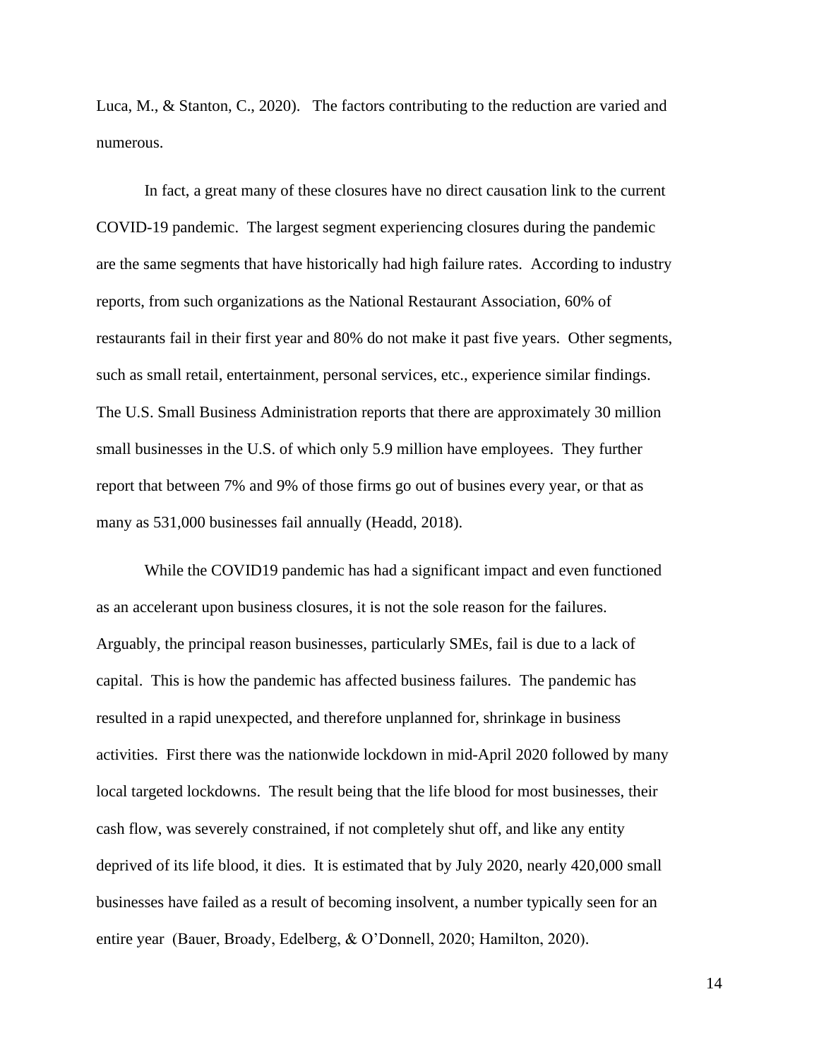Luca, M., & Stanton, C., 2020). The factors contributing to the reduction are varied and numerous.

In fact, a great many of these closures have no direct causation link to the current COVID-19 pandemic. The largest segment experiencing closures during the pandemic are the same segments that have historically had high failure rates. According to industry reports, from such organizations as the National Restaurant Association, 60% of restaurants fail in their first year and 80% do not make it past five years. Other segments, such as small retail, entertainment, personal services, etc., experience similar findings. The U.S. Small Business Administration reports that there are approximately 30 million small businesses in the U.S. of which only 5.9 million have employees. They further report that between 7% and 9% of those firms go out of busines every year, or that as many as 531,000 businesses fail annually (Headd, 2018).

While the COVID19 pandemic has had a significant impact and even functioned as an accelerant upon business closures, it is not the sole reason for the failures. Arguably, the principal reason businesses, particularly SMEs, fail is due to a lack of capital. This is how the pandemic has affected business failures. The pandemic has resulted in a rapid unexpected, and therefore unplanned for, shrinkage in business activities. First there was the nationwide lockdown in mid-April 2020 followed by many local targeted lockdowns. The result being that the life blood for most businesses, their cash flow, was severely constrained, if not completely shut off, and like any entity deprived of its life blood, it dies. It is estimated that by July 2020, nearly 420,000 small businesses have failed as a result of becoming insolvent, a number typically seen for an entire year (Bauer, Broady, Edelberg, & O'Donnell, 2020; Hamilton, 2020).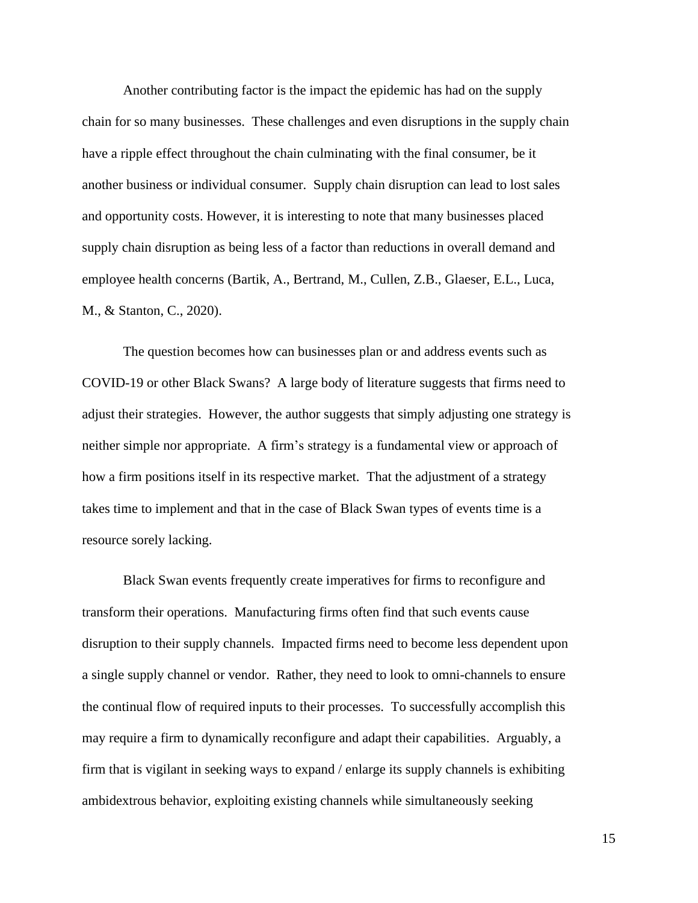Another contributing factor is the impact the epidemic has had on the supply chain for so many businesses. These challenges and even disruptions in the supply chain have a ripple effect throughout the chain culminating with the final consumer, be it another business or individual consumer. Supply chain disruption can lead to lost sales and opportunity costs. However, it is interesting to note that many businesses placed supply chain disruption as being less of a factor than reductions in overall demand and employee health concerns (Bartik, A., Bertrand, M., Cullen, Z.B., Glaeser, E.L., Luca, M., & Stanton, C., 2020).

The question becomes how can businesses plan or and address events such as COVID-19 or other Black Swans? A large body of literature suggests that firms need to adjust their strategies. However, the author suggests that simply adjusting one strategy is neither simple nor appropriate. A firm's strategy is a fundamental view or approach of how a firm positions itself in its respective market. That the adjustment of a strategy takes time to implement and that in the case of Black Swan types of events time is a resource sorely lacking.

Black Swan events frequently create imperatives for firms to reconfigure and transform their operations. Manufacturing firms often find that such events cause disruption to their supply channels. Impacted firms need to become less dependent upon a single supply channel or vendor. Rather, they need to look to omni-channels to ensure the continual flow of required inputs to their processes. To successfully accomplish this may require a firm to dynamically reconfigure and adapt their capabilities. Arguably, a firm that is vigilant in seeking ways to expand / enlarge its supply channels is exhibiting ambidextrous behavior, exploiting existing channels while simultaneously seeking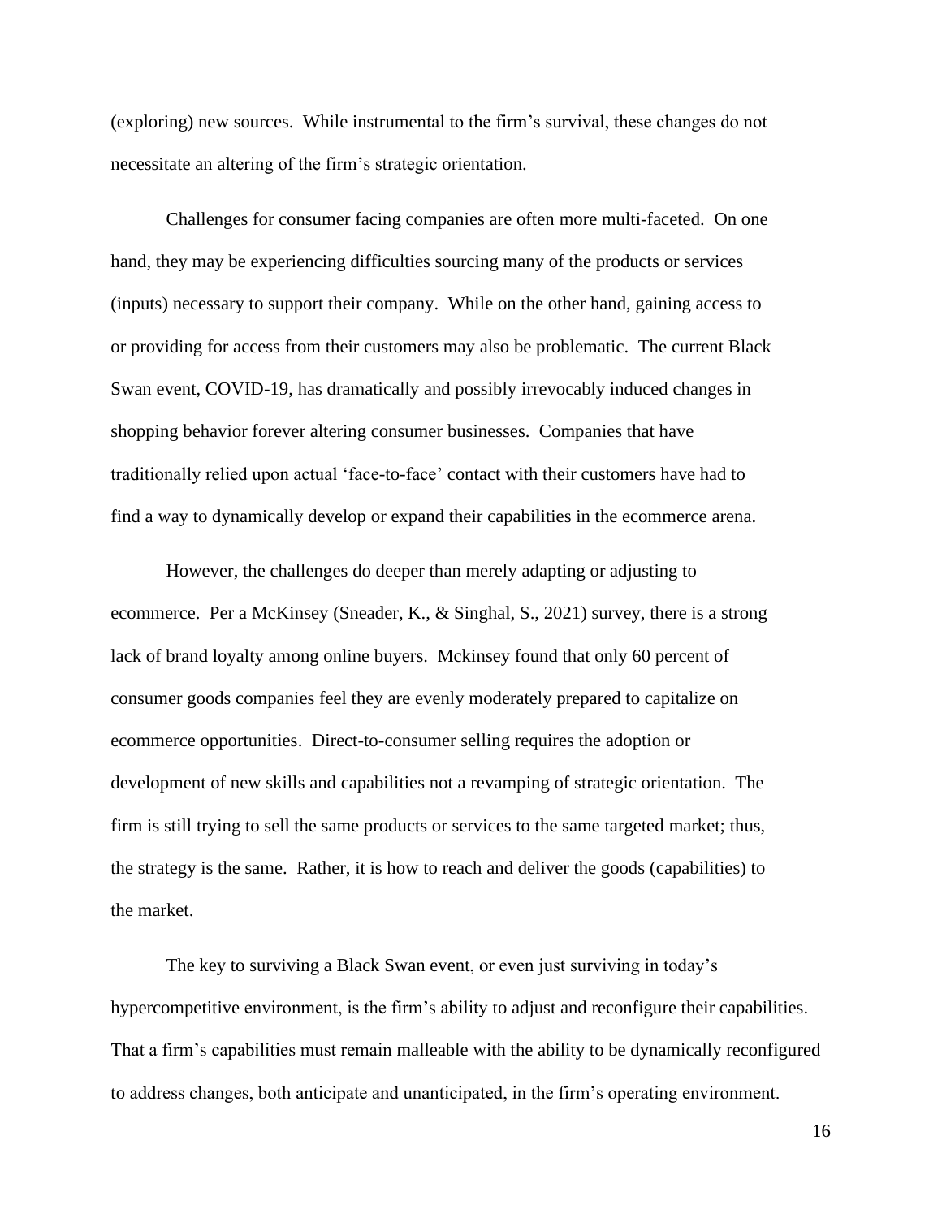(exploring) new sources. While instrumental to the firm's survival, these changes do not necessitate an altering of the firm's strategic orientation.

Challenges for consumer facing companies are often more multi-faceted. On one hand, they may be experiencing difficulties sourcing many of the products or services (inputs) necessary to support their company. While on the other hand, gaining access to or providing for access from their customers may also be problematic. The current Black Swan event, COVID-19, has dramatically and possibly irrevocably induced changes in shopping behavior forever altering consumer businesses. Companies that have traditionally relied upon actual 'face-to-face' contact with their customers have had to find a way to dynamically develop or expand their capabilities in the ecommerce arena.

However, the challenges do deeper than merely adapting or adjusting to ecommerce. Per a McKinsey (Sneader, K., & Singhal, S., 2021) survey, there is a strong lack of brand loyalty among online buyers. Mckinsey found that only 60 percent of consumer goods companies feel they are evenly moderately prepared to capitalize on ecommerce opportunities. Direct-to-consumer selling requires the adoption or development of new skills and capabilities not a revamping of strategic orientation. The firm is still trying to sell the same products or services to the same targeted market; thus, the strategy is the same. Rather, it is how to reach and deliver the goods (capabilities) to the market.

The key to surviving a Black Swan event, or even just surviving in today's hypercompetitive environment, is the firm's ability to adjust and reconfigure their capabilities. That a firm's capabilities must remain malleable with the ability to be dynamically reconfigured to address changes, both anticipate and unanticipated, in the firm's operating environment.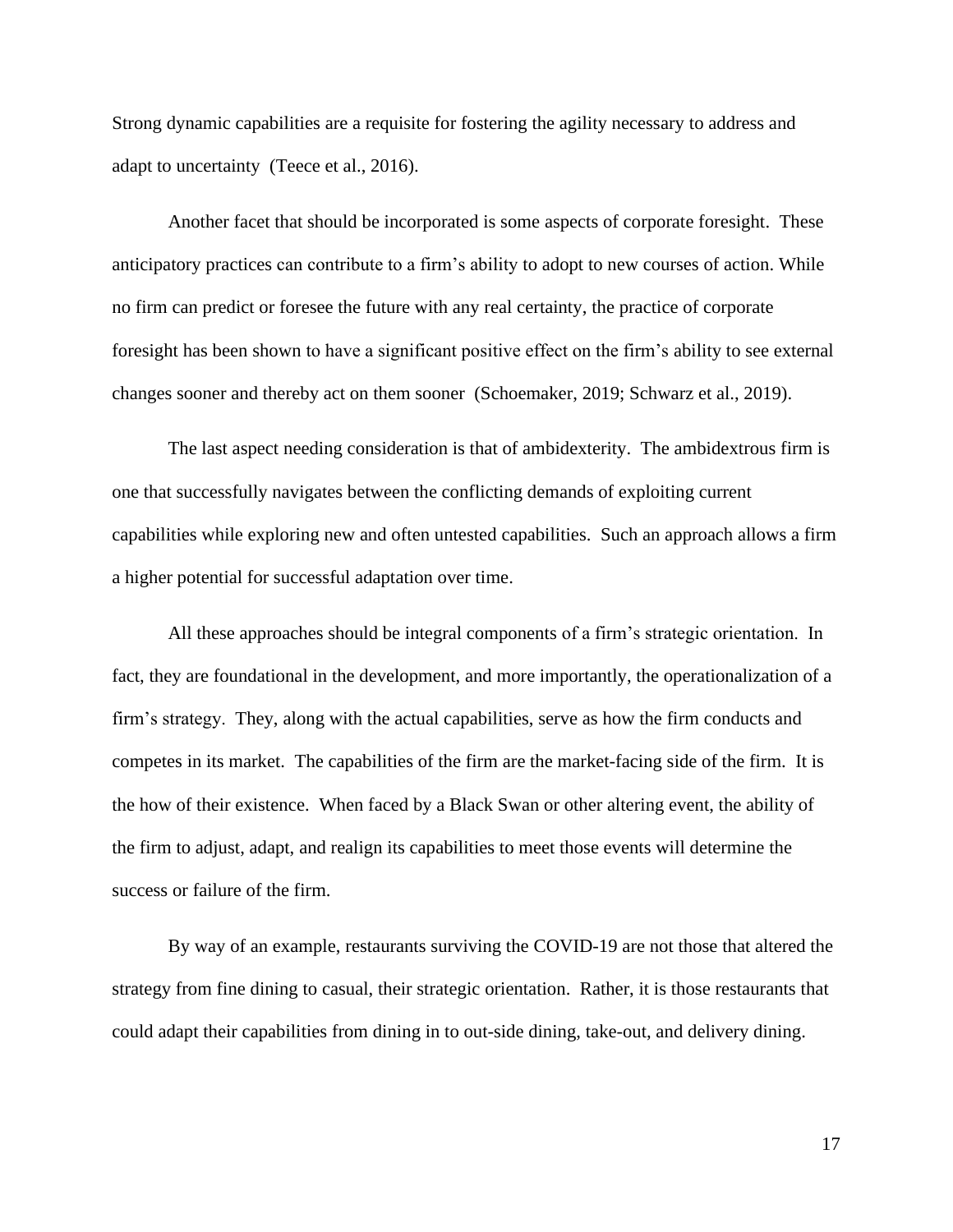Strong dynamic capabilities are a requisite for fostering the agility necessary to address and adapt to uncertainty (Teece et al., 2016).

Another facet that should be incorporated is some aspects of corporate foresight. These anticipatory practices can contribute to a firm's ability to adopt to new courses of action. While no firm can predict or foresee the future with any real certainty, the practice of corporate foresight has been shown to have a significant positive effect on the firm's ability to see external changes sooner and thereby act on them sooner (Schoemaker, 2019; Schwarz et al., 2019).

The last aspect needing consideration is that of ambidexterity. The ambidextrous firm is one that successfully navigates between the conflicting demands of exploiting current capabilities while exploring new and often untested capabilities. Such an approach allows a firm a higher potential for successful adaptation over time.

All these approaches should be integral components of a firm's strategic orientation. In fact, they are foundational in the development, and more importantly, the operationalization of a firm's strategy. They, along with the actual capabilities, serve as how the firm conducts and competes in its market. The capabilities of the firm are the market-facing side of the firm. It is the how of their existence. When faced by a Black Swan or other altering event, the ability of the firm to adjust, adapt, and realign its capabilities to meet those events will determine the success or failure of the firm.

By way of an example, restaurants surviving the COVID-19 are not those that altered the strategy from fine dining to casual, their strategic orientation. Rather, it is those restaurants that could adapt their capabilities from dining in to out-side dining, take-out, and delivery dining.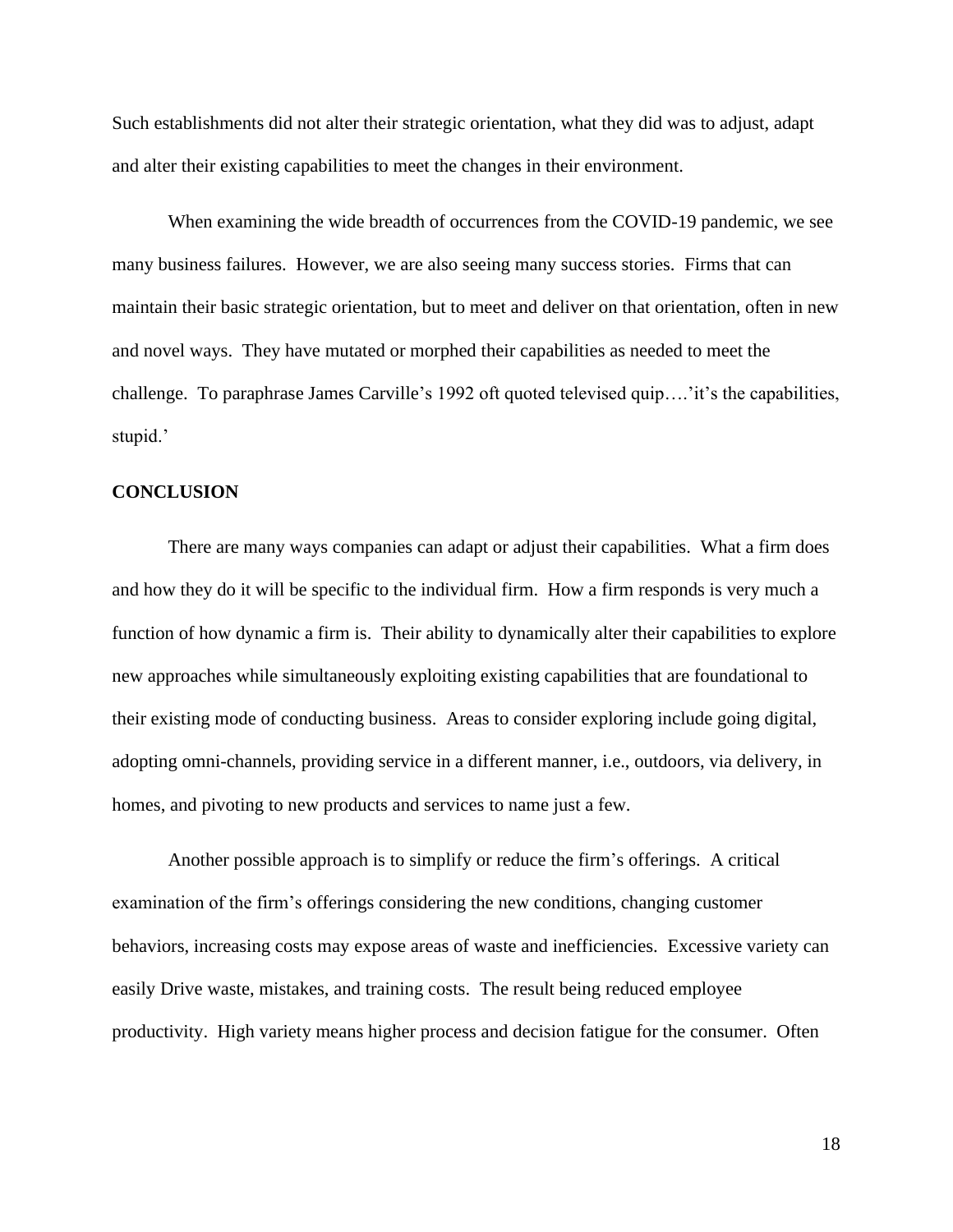Such establishments did not alter their strategic orientation, what they did was to adjust, adapt and alter their existing capabilities to meet the changes in their environment.

When examining the wide breadth of occurrences from the COVID-19 pandemic, we see many business failures. However, we are also seeing many success stories. Firms that can maintain their basic strategic orientation, but to meet and deliver on that orientation, often in new and novel ways. They have mutated or morphed their capabilities as needed to meet the challenge. To paraphrase James Carville's 1992 oft quoted televised quip….'it's the capabilities, stupid.'

**CONCLUSION**

There are many ways companies can adapt or adjust their capabilities. What a firm does and how they do it will be specific to the individual firm. How a firm responds is very much a function of how dynamic a firm is. Their ability to dynamically alter their capabilities to explore new approaches while simultaneously exploiting existing capabilities that are foundational to their existing mode of conducting business. Areas to consider exploring include going digital, adopting omni-channels, providing service in a different manner, i.e., outdoors, via delivery, in homes, and pivoting to new products and services to name just a few.

Another possible approach is to simplify or reduce the firm's offerings. A critical examination of the firm's offerings considering the new conditions, changing customer behaviors, increasing costs may expose areas of waste and inefficiencies. Excessive variety can easily Drive waste, mistakes, and training costs. The result being reduced employee productivity. High variety means higher process and decision fatigue for the consumer. Often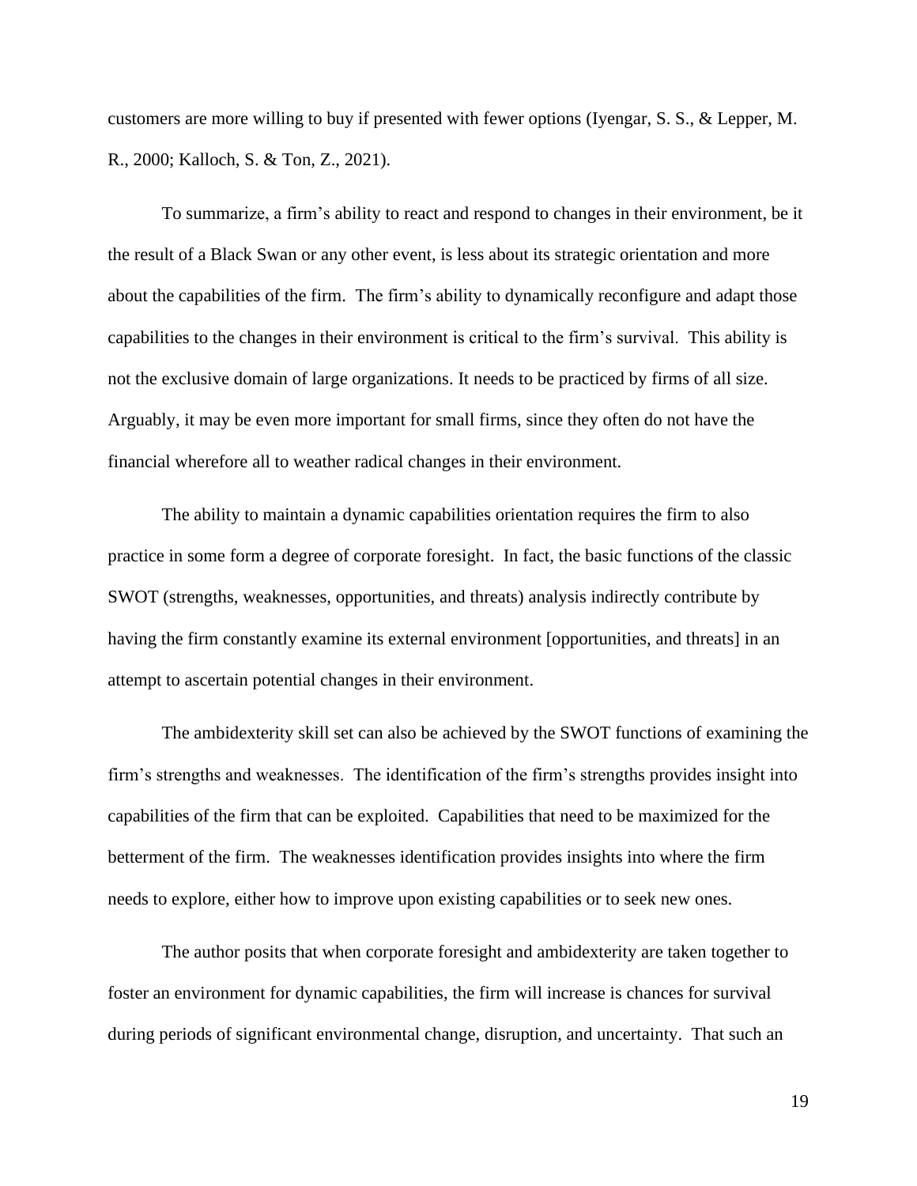customers are more willing to buy if presented with fewer options (Iyengar, S. S., & Lepper, M. R., 2000; Kalloch, S. & Ton, Z., 2021).

To summarize, a firm's ability to react and respond to changes in their environment, be it the result of a Black Swan or any other event, is less about its strategic orientation and more about the capabilities of the firm. The firm's ability to dynamically reconfigure and adapt those capabilities to the changes in their environment is critical to the firm's survival. This ability is not the exclusive domain of large organizations. It needs to be practiced by firms of all size. Arguably, it may be even more important for small firms, since they often do not have the financial wherefore all to weather radical changes in their environment.

The ability to maintain a dynamic capabilities orientation requires the firm to also practice in some form a degree of corporate foresight. In fact, the basic functions of the classic SWOT (strengths, weaknesses, opportunities, and threats) analysis indirectly contribute by having the firm constantly examine its external environment [opportunities, and threats] in an attempt to ascertain potential changes in their environment.

The ambidexterity skill set can also be achieved by the SWOT functions of examining the firm's strengths and weaknesses. The identification of the firm's strengths provides insight into capabilities of the firm that can be exploited. Capabilities that need to be maximized for the betterment of the firm. The weaknesses identification provides insights into where the firm needs to explore, either how to improve upon existing capabilities or to seek new ones.

The author posits that when corporate foresight and ambidexterity are taken together to foster an environment for dynamic capabilities, the firm will increase is chances for survival during periods of significant environmental change, disruption, and uncertainty. That such an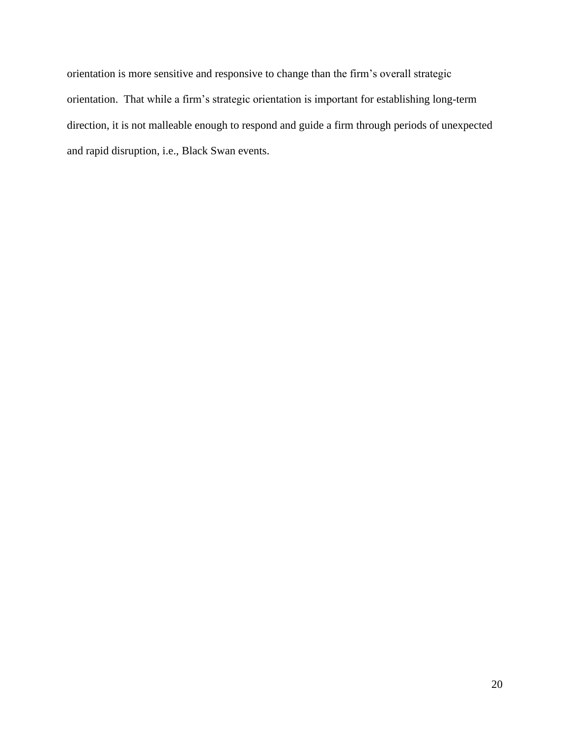orientation is more sensitive and responsive to change than the firm's overall strategic orientation. That while a firm's strategic orientation is important for establishing long-term direction, it is not malleable enough to respond and guide a firm through periods of unexpected and rapid disruption, i.e., Black Swan events.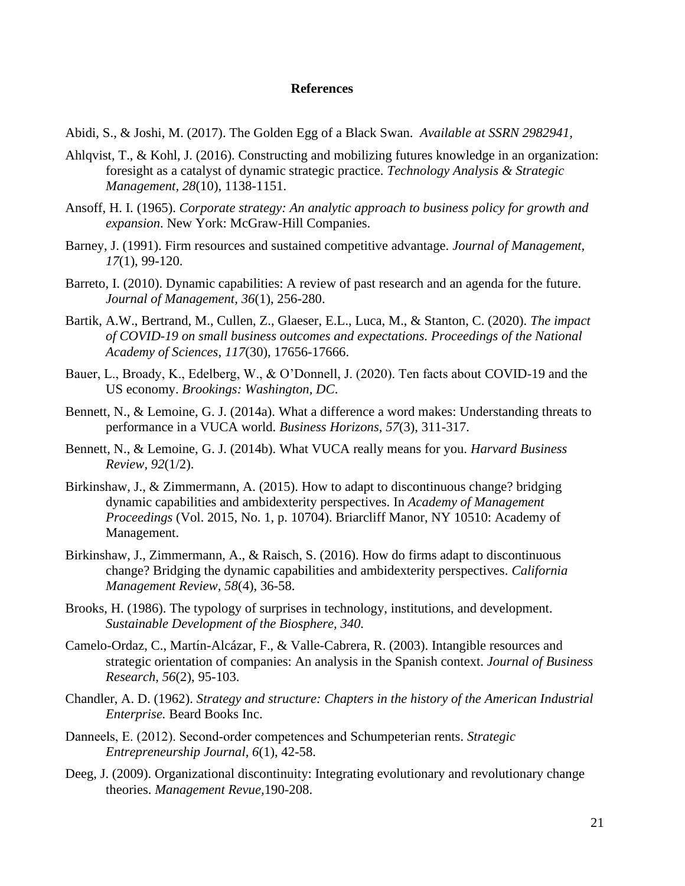**References**

Abidi, S., & Joshi, M. (2017). The Golden Egg of a Black Swan. *Available at SSRN 2982941*,

Ahlqvist, T., & Kohl, J. (2016). Constructing and mobilizing futures knowledge in an organization: foresight as a catalyst of dynamic strategic practice. *Technology Analysis & Strategic Management, 28*(10), 1138-1151.

Ansoff, H. I. (1965). *Corporate strategy: An analytic approach to business policy for growth and expansion*. New York: McGraw-Hill Companies.

Barney, J. (1991). Firm resources and sustained competitive advantage. *Journal of Management, 17*(1), 99-120.

Barreto, I. (2010). Dynamic capabilities: A review of past research and an agenda for the future. *Journal of Management, 36*(1), 256-280.

Bartik, A.W., Bertrand, M., Cullen, Z., Glaeser, E.L., Luca, M., & Stanton, C. (2020). *The impact of COVID-19 on small business outcomes and expectations. Proceedings of the National Academy of Sciences, 117*(30), 17656-17666.

Bauer, L., Broady, K., Edelberg, W., & O'Donnell, J. (2020). Ten facts about COVID-19 and the US economy. *Brookings: Washington, DC*.

Bennett, N., & Lemoine, G. J. (2014a). What a difference a word makes: Understanding threats to performance in a VUCA world. *Business Horizons, 57*(3), 311-317.

Bennett, N., & Lemoine, G. J. (2014b). What VUCA really means for you. *Harvard Business Review, 92*(1/2).

Birkinshaw, J., & Zimmermann, A. (2015). How to adapt to discontinuous change? bridging dynamic capabilities and ambidexterity perspectives. In *Academy of Management Proceedings* (Vol. 2015, No. 1, p. 10704). Briarcliff Manor, NY 10510: Academy of Management.

Birkinshaw, J., Zimmermann, A., & Raisch, S. (2016). How do firms adapt to discontinuous change? Bridging the dynamic capabilities and ambidexterity perspectives. *California Management Review, 58*(4), 36-58.

Brooks, H. (1986). The typology of surprises in technology, institutions, and development. *Sustainable Development of the Biosphere, 340*.

Camelo-Ordaz, C., Martín-Alcázar, F., & Valle-Cabrera, R. (2003). Intangible resources and strategic orientation of companies: An analysis in the Spanish context. *Journal of Business Research, 56*(2), 95-103.

Chandler, A. D. (1962). *Strategy and structure: Chapters in the history of the American Industrial Enterprise.* Beard Books Inc.

Danneels, E. (2012). Second-order competences and Schumpeterian rents. *Strategic Entrepreneurship Journal, 6*(1), 42-58.

Deeg, J. (2009). Organizational discontinuity: Integrating evolutionary and revolutionary change theories. *Management Revue,*190-208.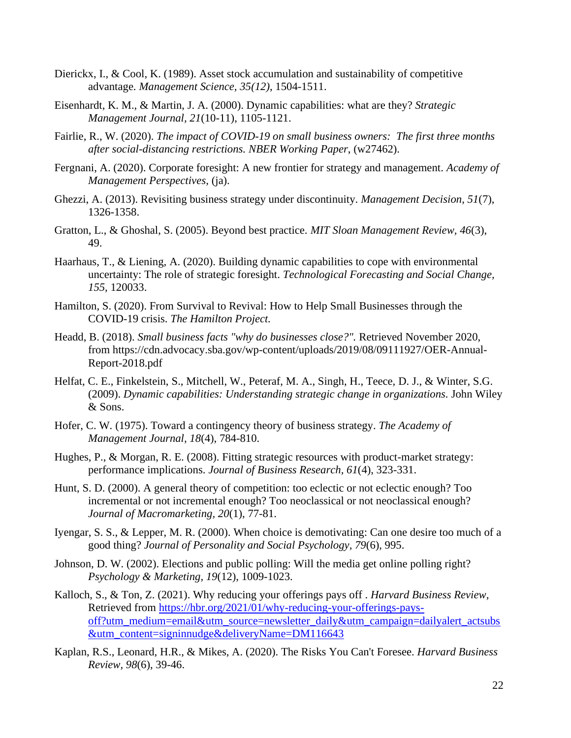Dierickx, I., & Cool, K. (1989). Asset stock accumulation and sustainability of competitive advantage. *Management Science, 35(12)*, 1504-1511.

Eisenhardt, K. M., & Martin, J. A. (2000). Dynamic capabilities: what are they? *Strategic Management Journal, 21*(10-11), 1105-1121.

Fairlie, R., W. (2020). *The impact of COVID-19 on small business owners: The first three months after social-distancing restrictions. NBER Working Paper*, (w27462).

Fergnani, A. (2020). Corporate foresight: A new frontier for strategy and management. *Academy of Management Perspectives*, (ja).

Ghezzi, A. (2013). Revisiting business strategy under discontinuity. *Management Decision, 51*(7), 1326-1358.

Gratton, L., & Ghoshal, S. (2005). Beyond best practice. *MIT Sloan Management Review, 46*(3), 49.

Haarhaus, T., & Liening, A. (2020). Building dynamic capabilities to cope with environmental uncertainty: The role of strategic foresight. *Technological Forecasting and Social Change, 155*, 120033.

Hamilton, S. (2020). From Survival to Revival: How to Help Small Businesses through the COVID-19 crisis. *The Hamilton Project.*

Headd, B. (2018). *Small business facts "why do businesses close?".* Retrieved November 2020, from https://cdn.advocacy.sba.gov/wp-content/uploads/2019/08/09111927/OER-Annual-Report-2018.pdf

Helfat, C. E., Finkelstein, S., Mitchell, W., Peteraf, M. A., Singh, H., Teece, D. J., & Winter, S.G. (2009). *Dynamic capabilities: Understanding strategic change in organizations.* John Wiley & Sons.

Hofer, C. W. (1975). Toward a contingency theory of business strategy. *The Academy of Management Journal, 18*(4), 784-810.

Hughes, P., & Morgan, R. E. (2008). Fitting strategic resources with product-market strategy: performance implications. *Journal of Business Research, 61*(4), 323-331.

Hunt, S. D. (2000). A general theory of competition: too eclectic or not eclectic enough? Too incremental or not incremental enough? Too neoclassical or not neoclassical enough? *Journal of Macromarketing, 20*(1), 77-81.

Iyengar, S. S., & Lepper, M. R. (2000). When choice is demotivating: Can one desire too much of a good thing? *Journal of Personality and Social Psychology, 79*(6), 995.

Johnson, D. W. (2002). Elections and public polling: Will the media get online polling right? *Psychology & Marketing, 19*(12), 1009-1023.

Kalloch, S., & Ton, Z. (2021). Why reducing your offerings pays off . *Harvard Business Review,* Retrieved from https://hbr.org/2021/01/why-reducing-your-offerings-pays-off?utm_medium=email&utm_source=newsletter_daily&utm_campaign=dailyalert_actsubs&utm_content=signinnudge&deliveryName=DM116643

Kaplan, R.S., Leonard, H.R., & Mikes, A. (2020). The Risks You Can't Foresee. *Harvard Business Review, 98*(6), 39-46.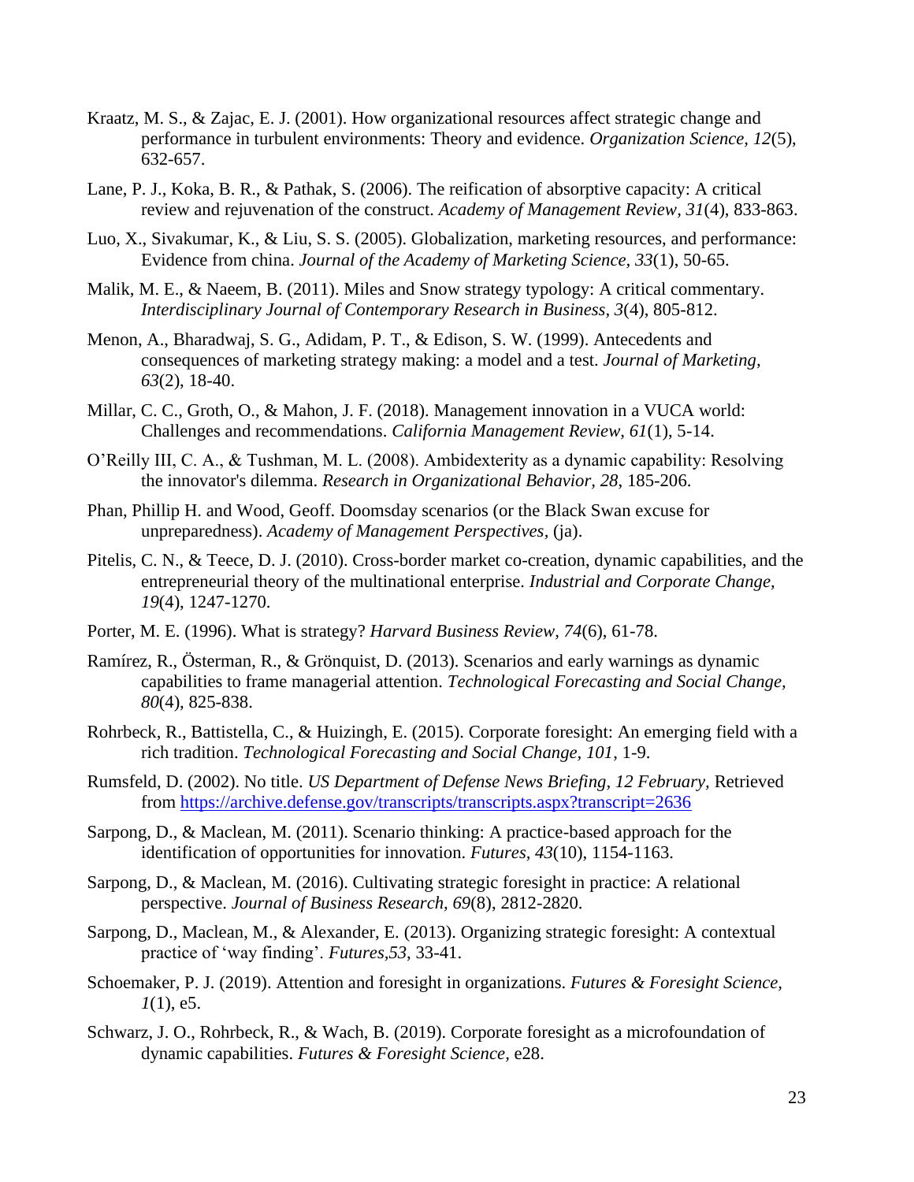Kraatz, M. S., & Zajac, E. J. (2001). How organizational resources affect strategic change and performance in turbulent environments: Theory and evidence. *Organization Science, 12*(5), 632-657.

Lane, P. J., Koka, B. R., & Pathak, S. (2006). The reification of absorptive capacity: A critical review and rejuvenation of the construct. *Academy of Management Review*, *31*(4), 833-863.

Luo, X., Sivakumar, K., & Liu, S. S. (2005). Globalization, marketing resources, and performance: Evidence from china. *Journal of the Academy of Marketing Science, 33*(1), 50-65.

Malik, M. E., & Naeem, B. (2011). Miles and Snow strategy typology: A critical commentary. *Interdisciplinary Journal of Contemporary Research in Business, 3*(4), 805-812.

Menon, A., Bharadwaj, S. G., Adidam, P. T., & Edison, S. W. (1999). Antecedents and consequences of marketing strategy making: a model and a test. *Journal of Marketing, 63*(2), 18-40.

Millar, C. C., Groth, O., & Mahon, J. F. (2018). Management innovation in a VUCA world: Challenges and recommendations. *California Management Review, 61*(1), 5-14.

O'Reilly III, C. A., & Tushman, M. L. (2008). Ambidexterity as a dynamic capability: Resolving the innovator's dilemma. *Research in Organizational Behavior, 28*, 185-206.

Phan, Phillip H. and Wood, Geoff. Doomsday scenarios (or the Black Swan excuse for unpreparedness). *Academy of Management Perspectives*, (ja).

Pitelis, C. N., & Teece, D. J. (2010). Cross-border market co-creation, dynamic capabilities, and the entrepreneurial theory of the multinational enterprise. *Industrial and Corporate Change, 19*(4), 1247-1270.

Porter, M. E. (1996). What is strategy? *Harvard Business Review, 74*(6), 61-78.

Ramírez, R., Österman, R., & Grönquist, D. (2013). Scenarios and early warnings as dynamic capabilities to frame managerial attention. *Technological Forecasting and Social Change, 80*(4), 825-838.

Rohrbeck, R., Battistella, C., & Huizingh, E. (2015). Corporate foresight: An emerging field with a rich tradition. *Technological Forecasting and Social Change, 101*, 1-9.

Rumsfeld, D. (2002). No title. *US Department of Defense News Briefing, 12 February,* Retrieved from https://archive.defense.gov/transcripts/transcripts.aspx?transcript=2636

Sarpong, D., & Maclean, M. (2011). Scenario thinking: A practice-based approach for the identification of opportunities for innovation. *Futures, 43*(10), 1154-1163.

Sarpong, D., & Maclean, M. (2016). Cultivating strategic foresight in practice: A relational perspective. *Journal of Business Research, 69*(8), 2812-2820.

Sarpong, D., Maclean, M., & Alexander, E. (2013). Organizing strategic foresight: A contextual practice of 'way finding'. *Futures,53*, 33-41.

Schoemaker, P. J. (2019). Attention and foresight in organizations. *Futures & Foresight Science, 1*(1), e5.

Schwarz, J. O., Rohrbeck, R., & Wach, B. (2019). Corporate foresight as a microfoundation of dynamic capabilities. *Futures & Foresight Science,* e28.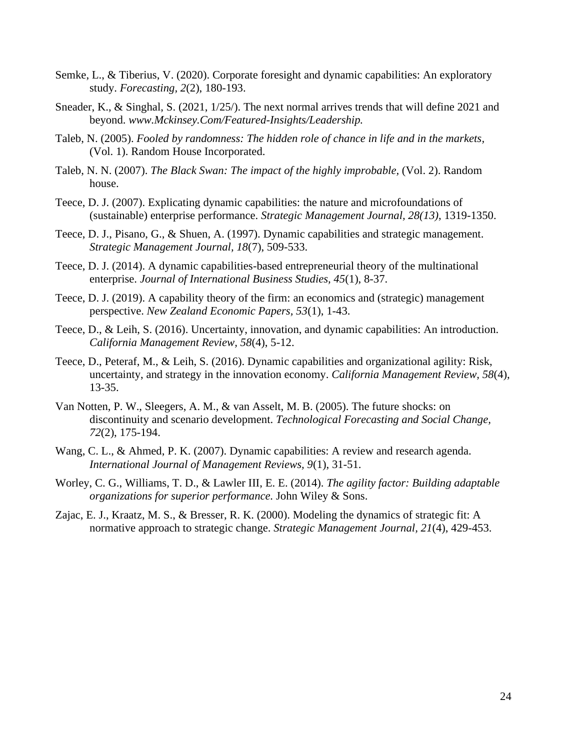Semke, L., & Tiberius, V. (2020). Corporate foresight and dynamic capabilities: An exploratory study. *Forecasting, 2*(2), 180-193.

Sneader, K., & Singhal, S. (2021, 1/25/). The next normal arrives trends that will define 2021 and beyond. *www.Mckinsey.Com/Featured-Insights/Leadership.*

Taleb, N. (2005). *Fooled by randomness: The hidden role of chance in life and in the markets,* (Vol. 1). Random House Incorporated.

Taleb, N. N. (2007). *The Black Swan: The impact of the highly improbable,* (Vol. 2). Random house.

Teece, D. J. (2007). Explicating dynamic capabilities: the nature and microfoundations of (sustainable) enterprise performance. *Strategic Management Journal, 28(13)*, 1319-1350.

Teece, D. J., Pisano, G., & Shuen, A. (1997). Dynamic capabilities and strategic management. *Strategic Management Journal, 18*(7), 509-533.

Teece, D. J. (2014). A dynamic capabilities-based entrepreneurial theory of the multinational enterprise. *Journal of International Business Studies, 45*(1), 8-37.

Teece, D. J. (2019). A capability theory of the firm: an economics and (strategic) management perspective. *New Zealand Economic Papers, 53*(1), 1-43.

Teece, D., & Leih, S. (2016). Uncertainty, innovation, and dynamic capabilities: An introduction. *California Management Review, 58*(4), 5-12.

Teece, D., Peteraf, M., & Leih, S. (2016). Dynamic capabilities and organizational agility: Risk, uncertainty, and strategy in the innovation economy. *California Management Review, 58*(4), 13-35.

Van Notten, P. W., Sleegers, A. M., & van Asselt, M. B. (2005). The future shocks: on discontinuity and scenario development. *Technological Forecasting and Social Change, 72*(2), 175-194.

Wang, C. L., & Ahmed, P. K. (2007). Dynamic capabilities: A review and research agenda. *International Journal of Management Reviews, 9*(1), 31-51.

Worley, C. G., Williams, T. D., & Lawler III, E. E. (2014). *The agility factor: Building adaptable organizations for superior performance.* John Wiley & Sons.

Zajac, E. J., Kraatz, M. S., & Bresser, R. K. (2000). Modeling the dynamics of strategic fit: A normative approach to strategic change. *Strategic Management Journal, 21*(4), 429-453.